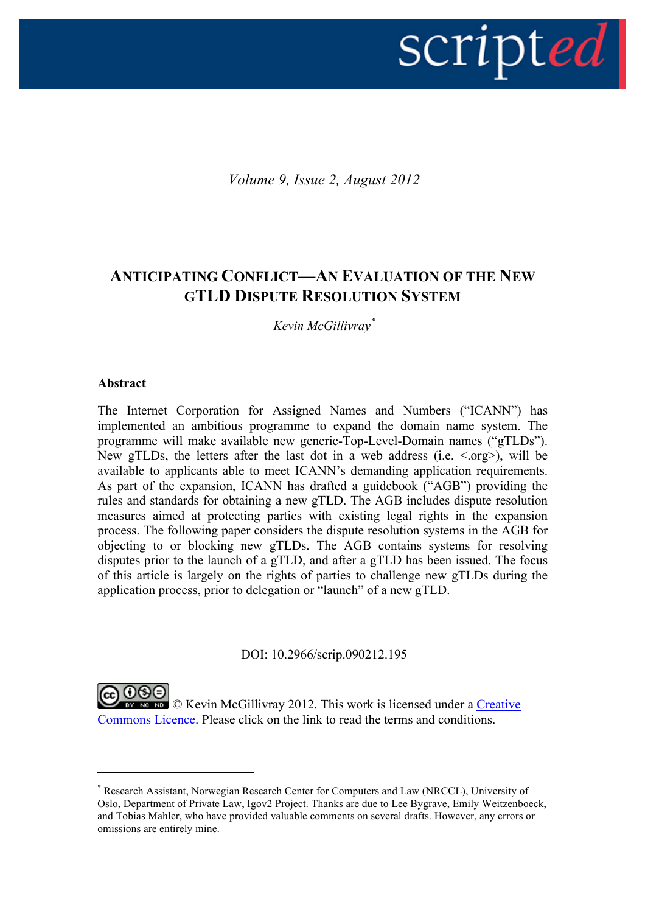*Volume 9, Issue 2, August 2012*

# ANTICIPATING CONFLICT—AN EVALUATION OF THE NEW GTLD DISPUTE RESOLUTION SYSTEM

*Kevin McGillivray*[*]

**Abstract**

The Internet Corporation for Assigned Names and Numbers ("ICANN") has implemented an ambitious programme to expand the domain name system. The programme will make available new generic-Top-Level-Domain names ("gTLDs"). New gTLDs, the letters after the last dot in a web address (i.e. <.org>), will be available to applicants able to meet ICANN's demanding application requirements. As part of the expansion, ICANN has drafted a guidebook ("AGB") providing the rules and standards for obtaining a new gTLD. The AGB includes dispute resolution measures aimed at protecting parties with existing legal rights in the expansion process. The following paper considers the dispute resolution systems in the AGB for objecting to or blocking new gTLDs. The AGB contains systems for resolving disputes prior to the launch of a gTLD, and after a gTLD has been issued. The focus of this article is largely on the rights of parties to challenge new gTLDs during the application process, prior to delegation or "launch" of a new gTLD.

DOI: 10.2966/scrip.090212.195

© Kevin McGillivray 2012. This work is licensed under a Creative Commons Licence. Please click on the link to read the terms and conditions.

---

[*] Research Assistant, Norwegian Research Center for Computers and Law (NRCCL), University of Oslo, Department of Private Law, Igov2 Project. Thanks are due to Lee Bygrave, Emily Weitzenboeck, and Tobias Mahler, who have provided valuable comments on several drafts. However, any errors or omissions are entirely mine.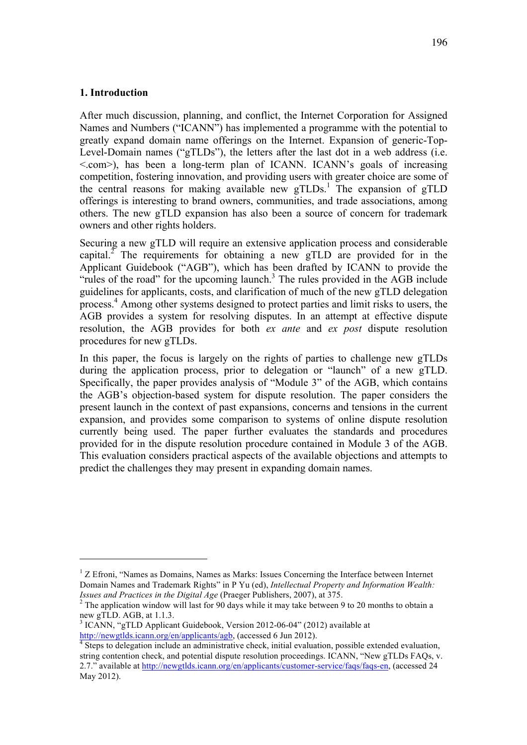## 1. Introduction

After much discussion, planning, and conflict, the Internet Corporation for Assigned Names and Numbers ("ICANN") has implemented a programme with the potential to greatly expand domain name offerings on the Internet. Expansion of generic-Top-Level-Domain names ("gTLDs"), the letters after the last dot in a web address (i.e. <.com>), has been a long-term plan of ICANN. ICANN's goals of increasing competition, fostering innovation, and providing users with greater choice are some of the central reasons for making available new gTLDs.[1] The expansion of gTLD offerings is interesting to brand owners, communities, and trade associations, among others. The new gTLD expansion has also been a source of concern for trademark owners and other rights holders.

Securing a new gTLD will require an extensive application process and considerable capital.[2] The requirements for obtaining a new gTLD are provided for in the Applicant Guidebook ("AGB"), which has been drafted by ICANN to provide the "rules of the road" for the upcoming launch.[3] The rules provided in the AGB include guidelines for applicants, costs, and clarification of much of the new gTLD delegation process.[4] Among other systems designed to protect parties and limit risks to users, the AGB provides a system for resolving disputes. In an attempt at effective dispute resolution, the AGB provides for both *ex ante* and *ex post* dispute resolution procedures for new gTLDs.

In this paper, the focus is largely on the rights of parties to challenge new gTLDs during the application process, prior to delegation or "launch" of a new gTLD. Specifically, the paper provides analysis of "Module 3" of the AGB, which contains the AGB's objection-based system for dispute resolution. The paper considers the present launch in the context of past expansions, concerns and tensions in the current expansion, and provides some comparison to systems of online dispute resolution currently being used. The paper further evaluates the standards and procedures provided for in the dispute resolution procedure contained in Module 3 of the AGB. This evaluation considers practical aspects of the available objections and attempts to predict the challenges they may present in expanding domain names.

---

[1] Z Efroni, "Names as Domains, Names as Marks: Issues Concerning the Interface between Internet Domain Names and Trademark Rights" in P Yu (ed), *Intellectual Property and Information Wealth: Issues and Practices in the Digital Age* (Praeger Publishers, 2007), at 375.

[2] The application window will last for 90 days while it may take between 9 to 20 months to obtain a new gTLD. AGB, at 1.1.3.

[3] ICANN, "gTLD Applicant Guidebook, Version 2012-06-04" (2012) available at http://newgtlds.icann.org/en/applicants/agb, (accessed 6 Jun 2012).

[4] Steps to delegation include an administrative check, initial evaluation, possible extended evaluation, string contention check, and potential dispute resolution proceedings. ICANN, "New gTLDs FAQs, v. 2.7." available at http://newgtlds.icann.org/en/applicants/customer-service/faqs/faqs-en, (accessed 24 May 2012).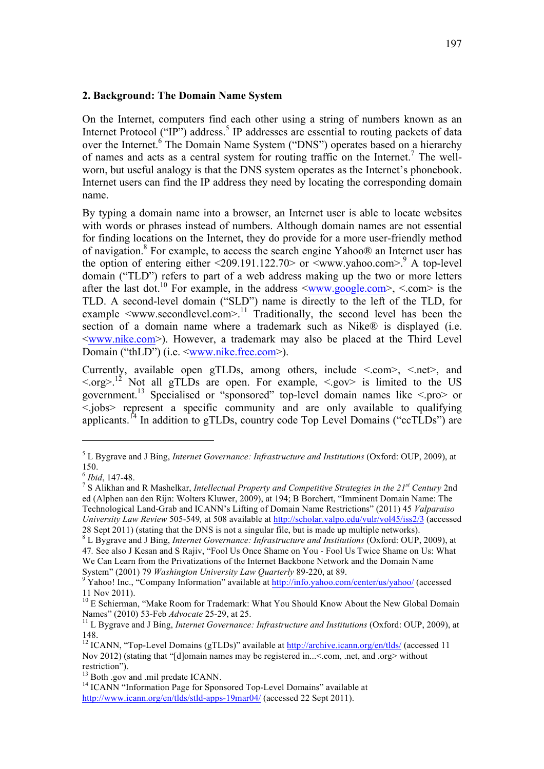## 2. Background: The Domain Name System

On the Internet, computers find each other using a string of numbers known as an Internet Protocol ("IP") address.[5] IP addresses are essential to routing packets of data over the Internet.[6] The Domain Name System ("DNS") operates based on a hierarchy of names and acts as a central system for routing traffic on the Internet.[7] The well-worn, but useful analogy is that the DNS system operates as the Internet's phonebook. Internet users can find the IP address they need by locating the corresponding domain name.

By typing a domain name into a browser, an Internet user is able to locate websites with words or phrases instead of numbers. Although domain names are not essential for finding locations on the Internet, they do provide for a more user-friendly method of navigation.[8] For example, to access the search engine Yahoo® an Internet user has the option of entering either <209.191.122.70> or <www.yahoo.com>.[9] A top-level domain ("TLD") refers to part of a web address making up the two or more letters after the last dot.[10] For example, in the address <www.google.com>, <.com> is the TLD. A second-level domain ("SLD") name is directly to the left of the TLD, for example <www.secondlevel.com>.[11] Traditionally, the second level has been the section of a domain name where a trademark such as Nike® is displayed (i.e. <www.nike.com>). However, a trademark may also be placed at the Third Level Domain ("thLD") (i.e. <www.nike.free.com>).

Currently, available open gTLDs, among others, include <.com>, <.net>, and <.org>.[12] Not all gTLDs are open. For example, <.gov> is limited to the US government.[13] Specialised or "sponsored" top-level domain names like <.pro> or <.jobs> represent a specific community and are only available to qualifying applicants.[14] In addition to gTLDs, country code Top Level Domains ("ccTLDs") are

---

[5] L Bygrave and J Bing, *Internet Governance: Infrastructure and Institutions* (Oxford: OUP, 2009), at 150.

[6] *Ibid*, 147-48.

[7] S Alikhan and R Mashelkar, *Intellectual Property and Competitive Strategies in the 21st Century* 2nd ed (Alphen aan den Rijn: Wolters Kluwer, 2009), at 194; B Borchert, "Imminent Domain Name: The Technological Land-Grab and ICANN's Lifting of Domain Name Restrictions" (2011) 45 *Valparaiso University Law Review* 505-549, at 508 available at http://scholar.valpo.edu/vulr/vol45/iss2/3 (accessed 28 Sept 2011) (stating that the DNS is not a singular file, but is made up multiple networks).

[8] L Bygrave and J Bing, *Internet Governance: Infrastructure and Institutions* (Oxford: OUP, 2009), at 47. See also J Kesan and S Rajiv, "Fool Us Once Shame on You - Fool Us Twice Shame on Us: What We Can Learn from the Privatizations of the Internet Backbone Network and the Domain Name System" (2001) 79 *Washington University Law Quarterly* 89-220, at 89.

[9] Yahoo! Inc., "Company Information" available at http://info.yahoo.com/center/us/yahoo/ (accessed 11 Nov 2011).

[10] E Schierman, "Make Room for Trademark: What You Should Know About the New Global Domain Names" (2010) 53-Feb *Advocate* 25-29, at 25.

[11] L Bygrave and J Bing, *Internet Governance: Infrastructure and Institutions* (Oxford: OUP, 2009), at 148.

[12] ICANN, "Top-Level Domains (gTLDs)" available at http://archive.icann.org/en/tlds/ (accessed 11 Nov 2012) (stating that "[d]omain names may be registered in...<.com, .net, and .org> without restriction").

[13] Both .gov and .mil predate ICANN.

[14] ICANN "Information Page for Sponsored Top-Level Domains" available at http://www.icann.org/en/tlds/stld-apps-19mar04/ (accessed 22 Sept 2011).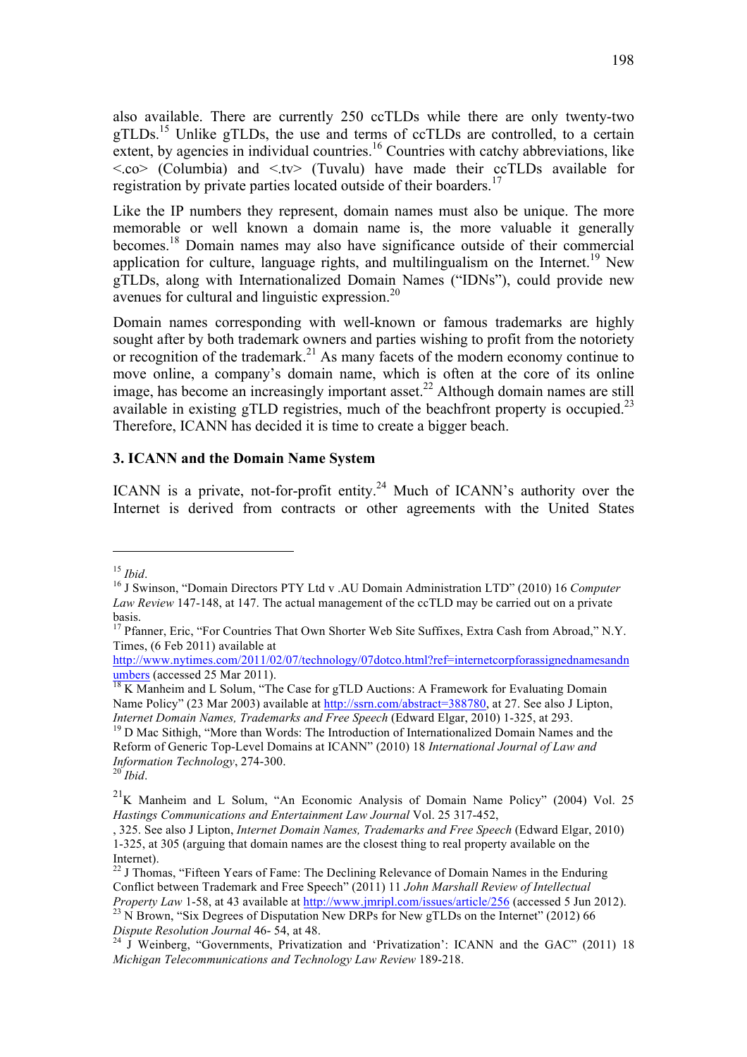also available. There are currently 250 ccTLDs while there are only twenty-two gTLDs.[15] Unlike gTLDs, the use and terms of ccTLDs are controlled, to a certain extent, by agencies in individual countries.[16] Countries with catchy abbreviations, like <.co> (Columbia) and <.tv> (Tuvalu) have made their ccTLDs available for registration by private parties located outside of their boarders.[17]

Like the IP numbers they represent, domain names must also be unique. The more memorable or well known a domain name is, the more valuable it generally becomes.[18] Domain names may also have significance outside of their commercial application for culture, language rights, and multilingualism on the Internet.[19] New gTLDs, along with Internationalized Domain Names ("IDNs"), could provide new avenues for cultural and linguistic expression.[20]

Domain names corresponding with well-known or famous trademarks are highly sought after by both trademark owners and parties wishing to profit from the notoriety or recognition of the trademark.[21] As many facets of the modern economy continue to move online, a company's domain name, which is often at the core of its online image, has become an increasingly important asset.[22] Although domain names are still available in existing gTLD registries, much of the beachfront property is occupied.[23] Therefore, ICANN has decided it is time to create a bigger beach.

### 3. ICANN and the Domain Name System

ICANN is a private, not-for-profit entity.[24] Much of ICANN's authority over the Internet is derived from contracts or other agreements with the United States

---

[15] *Ibid*.

[16] J Swinson, "Domain Directors PTY Ltd v .AU Domain Administration LTD" (2010) 16 *Computer Law Review* 147-148, at 147. The actual management of the ccTLD may be carried out on a private basis.

[17] Pfanner, Eric, "For Countries That Own Shorter Web Site Suffixes, Extra Cash from Abroad," N.Y. Times, (6 Feb 2011) available at http://www.nytimes.com/2011/02/07/technology/07dotco.html?ref=internetcorpforassignednamesandnumbers (accessed 25 Mar 2011).

[18] K Manheim and L Solum, "The Case for gTLD Auctions: A Framework for Evaluating Domain Name Policy" (23 Mar 2003) available at http://ssrn.com/abstract=388780, at 27. See also J Lipton, *Internet Domain Names, Trademarks and Free Speech* (Edward Elgar, 2010) 1-325, at 293.

[19] D Mac Sithigh, "More than Words: The Introduction of Internationalized Domain Names and the Reform of Generic Top-Level Domains at ICANN" (2010) 18 *International Journal of Law and Information Technology*, 274-300.

[20] *Ibid*.

[21] K Manheim and L Solum, "An Economic Analysis of Domain Name Policy" (2004) Vol. 25 *Hastings Communications and Entertainment Law Journal* Vol. 25 317-452,

, 325. See also J Lipton, *Internet Domain Names, Trademarks and Free Speech* (Edward Elgar, 2010) 1-325, at 305 (arguing that domain names are the closest thing to real property available on the Internet).

[22] J Thomas, "Fifteen Years of Fame: The Declining Relevance of Domain Names in the Enduring Conflict between Trademark and Free Speech" (2011) 11 *John Marshall Review of Intellectual Property Law* 1-58, at 43 available at http://www.jmripl.com/issues/article/256 (accessed 5 Jun 2012).

[23] N Brown, "Six Degrees of Disputation New DRPs for New gTLDs on the Internet" (2012) 66 *Dispute Resolution Journal* 46- 54, at 48.

[24] J Weinberg, "Governments, Privatization and 'Privatization': ICANN and the GAC" (2011) 18 *Michigan Telecommunications and Technology Law Review* 189-218.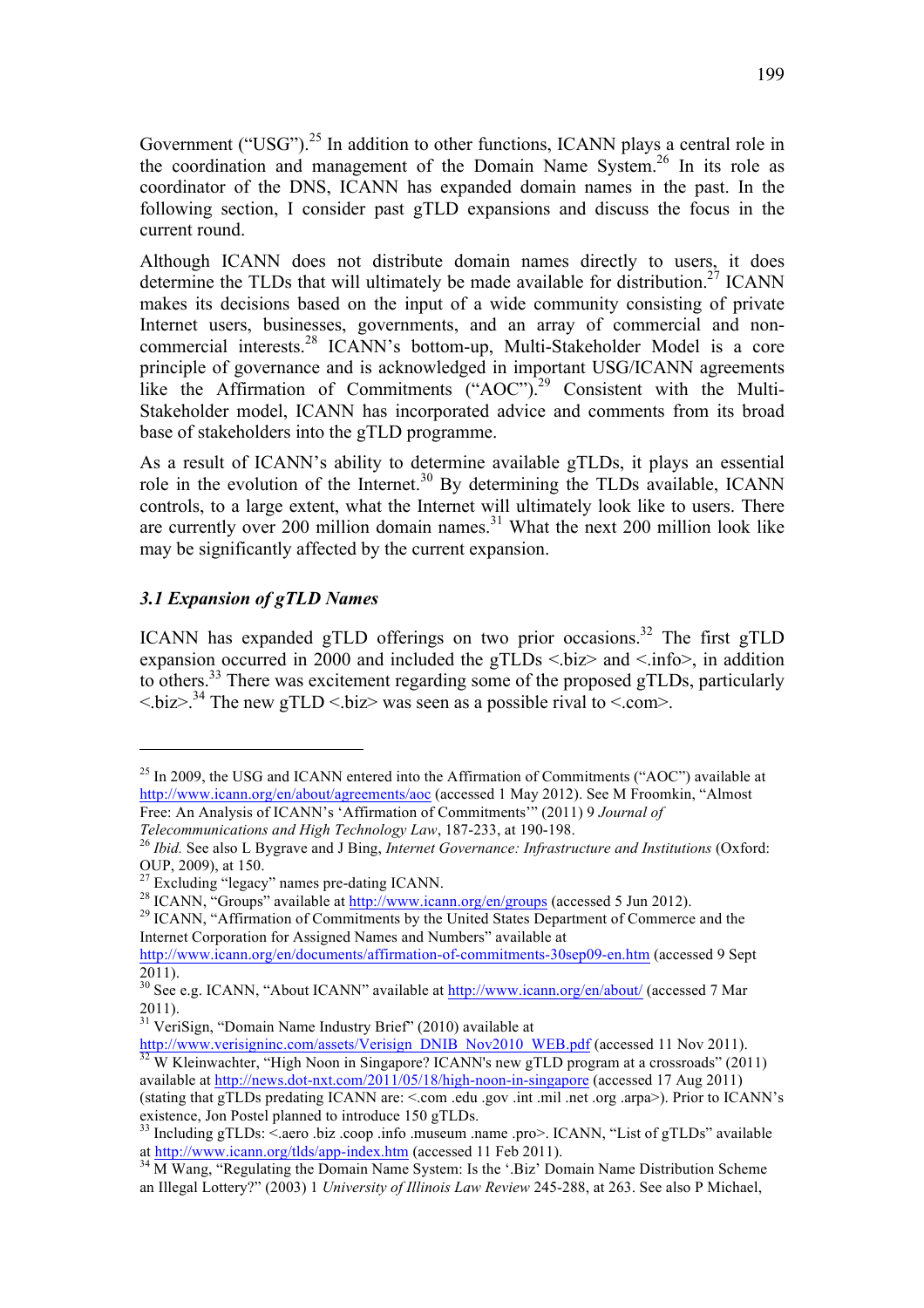Government ("USG").[25] In addition to other functions, ICANN plays a central role in the coordination and management of the Domain Name System.[26] In its role as coordinator of the DNS, ICANN has expanded domain names in the past. In the following section, I consider past gTLD expansions and discuss the focus in the current round.

Although ICANN does not distribute domain names directly to users, it does determine the TLDs that will ultimately be made available for distribution.[27] ICANN makes its decisions based on the input of a wide community consisting of private Internet users, businesses, governments, and an array of commercial and non-commercial interests.[28] ICANN's bottom-up, Multi-Stakeholder Model is a core principle of governance and is acknowledged in important USG/ICANN agreements like the Affirmation of Commitments ("AOC").[29] Consistent with the Multi-Stakeholder model, ICANN has incorporated advice and comments from its broad base of stakeholders into the gTLD programme.

As a result of ICANN's ability to determine available gTLDs, it plays an essential role in the evolution of the Internet.[30] By determining the TLDs available, ICANN controls, to a large extent, what the Internet will ultimately look like to users. There are currently over 200 million domain names.[31] What the next 200 million look like may be significantly affected by the current expansion.

### *3.1 Expansion of gTLD Names*

ICANN has expanded gTLD offerings on two prior occasions.[32] The first gTLD expansion occurred in 2000 and included the gTLDs <.biz> and <.info>, in addition to others.[33] There was excitement regarding some of the proposed gTLDs, particularly <.biz>.[34] The new gTLD <.biz> was seen as a possible rival to <.com>.

---

[25] In 2009, the USG and ICANN entered into the Affirmation of Commitments ("AOC") available at http://www.icann.org/en/about/agreements/aoc (accessed 1 May 2012). See M Froomkin, "Almost Free: An Analysis of ICANN's 'Affirmation of Commitments'" (2011) 9 *Journal of Telecommunications and High Technology Law*, 187-233, at 190-198.

[26] *Ibid.* See also L Bygrave and J Bing, *Internet Governance: Infrastructure and Institutions* (Oxford: OUP, 2009), at 150.

[27] Excluding "legacy" names pre-dating ICANN.

[28] ICANN, "Groups" available at http://www.icann.org/en/groups (accessed 5 Jun 2012).

[29] ICANN, "Affirmation of Commitments by the United States Department of Commerce and the Internet Corporation for Assigned Names and Numbers" available at http://www.icann.org/en/documents/affirmation-of-commitments-30sep09-en.htm (accessed 9 Sept 2011).

[30] See e.g. ICANN, "About ICANN" available at http://www.icann.org/en/about/ (accessed 7 Mar 2011).

[31] VeriSign, "Domain Name Industry Brief" (2010) available at http://www.verisigninc.com/assets/Verisign_DNIB_Nov2010_WEB.pdf (accessed 11 Nov 2011).

[32] W Kleinwachter, "High Noon in Singapore? ICANN's new gTLD program at a crossroads" (2011) available at http://news.dot-nxt.com/2011/05/18/high-noon-in-singapore (accessed 17 Aug 2011) (stating that gTLDs predating ICANN are: <.com .edu .gov .int .mil .net .org .arpa>). Prior to ICANN's existence, Jon Postel planned to introduce 150 gTLDs.

[33] Including gTLDs: <.aero .biz .coop .info .museum .name .pro>. ICANN, "List of gTLDs" available at http://www.icann.org/tlds/app-index.htm (accessed 11 Feb 2011).

[34] M Wang, "Regulating the Domain Name System: Is the '.Biz' Domain Name Distribution Scheme an Illegal Lottery?" (2003) 1 *University of Illinois Law Review* 245-288, at 263. See also P Michael,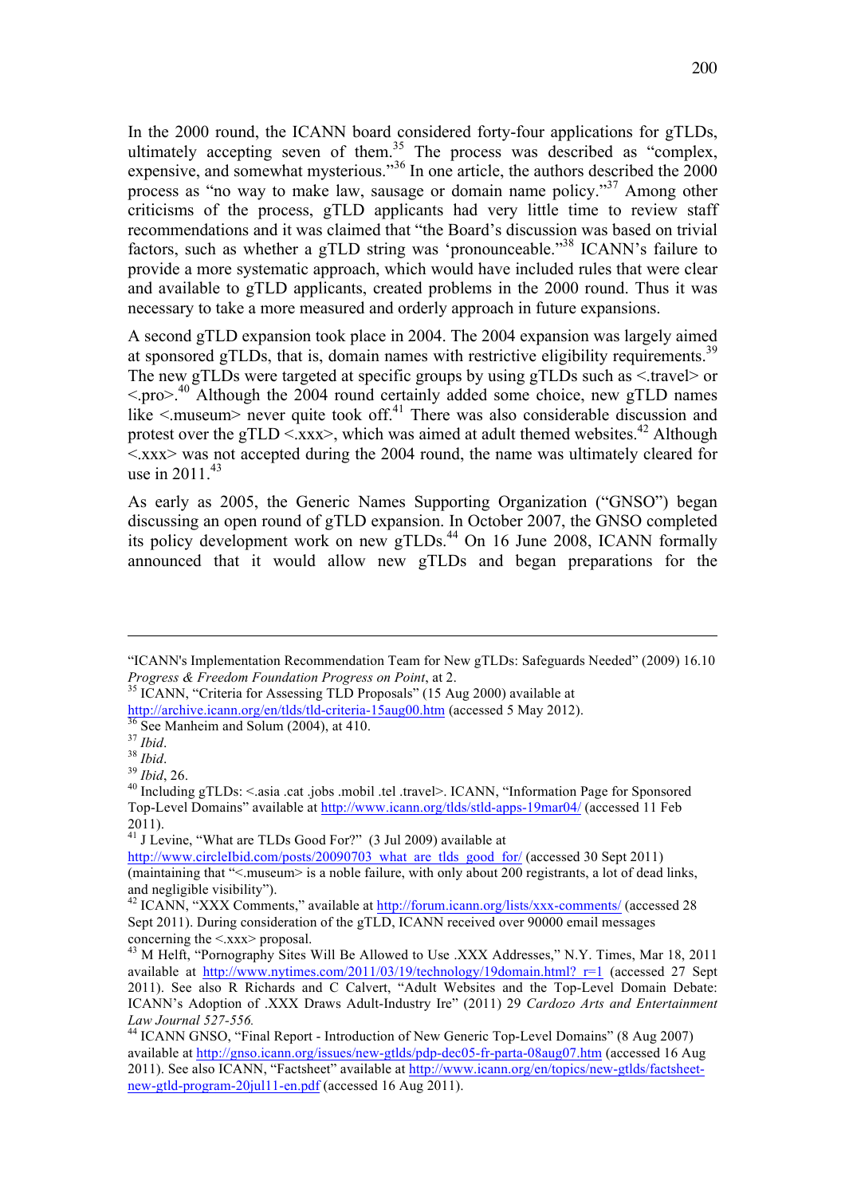In the 2000 round, the ICANN board considered forty-four applications for gTLDs, ultimately accepting seven of them.[35] The process was described as "complex, expensive, and somewhat mysterious."[36] In one article, the authors described the 2000 process as "no way to make law, sausage or domain name policy."[37] Among other criticisms of the process, gTLD applicants had very little time to review staff recommendations and it was claimed that "the Board's discussion was based on trivial factors, such as whether a gTLD string was 'pronounceable.'"[38] ICANN's failure to provide a more systematic approach, which would have included rules that were clear and available to gTLD applicants, created problems in the 2000 round. Thus it was necessary to take a more measured and orderly approach in future expansions.

A second gTLD expansion took place in 2004. The 2004 expansion was largely aimed at sponsored gTLDs, that is, domain names with restrictive eligibility requirements.[39] The new gTLDs were targeted at specific groups by using gTLDs such as <.travel> or <.pro>.[40] Although the 2004 round certainly added some choice, new gTLD names like <.museum> never quite took off.[41] There was also considerable discussion and protest over the gTLD <.xxx>, which was aimed at adult themed websites.[42] Although <.xxx> was not accepted during the 2004 round, the name was ultimately cleared for use in 2011.[43]

As early as 2005, the Generic Names Supporting Organization ("GNSO") began discussing an open round of gTLD expansion. In October 2007, the GNSO completed its policy development work on new gTLDs.[44] On 16 June 2008, ICANN formally announced that it would allow new gTLDs and began preparations for the

---

"ICANN's Implementation Recommendation Team for New gTLDs: Safeguards Needed" (2009) 16.10 *Progress & Freedom Foundation Progress on Point*, at 2.

[35] ICANN, "Criteria for Assessing TLD Proposals" (15 Aug 2000) available at http://archive.icann.org/en/tlds/tld-criteria-15aug00.htm (accessed 5 May 2012).

[36] See Manheim and Solum (2004), at 410.

[37] *Ibid*.

[38] *Ibid*.

[39] *Ibid*, 26.

[40] Including gTLDs: <.asia .cat .jobs .mobil .tel .travel>. ICANN, "Information Page for Sponsored Top-Level Domains" available at http://www.icann.org/tlds/stld-apps-19mar04/ (accessed 11 Feb 2011).

[41] J Levine, "What are TLDs Good For?" (3 Jul 2009) available at http://www.circleIbid.com/posts/20090703_what_are_tlds_good_for/ (accessed 30 Sept 2011) (maintaining that "<.museum> is a noble failure, with only about 200 registrants, a lot of dead links, and negligible visibility").

[42] ICANN, "XXX Comments," available at http://forum.icann.org/lists/xxx-comments/ (accessed 28 Sept 2011). During consideration of the gTLD, ICANN received over 90000 email messages concerning the <.xxx> proposal.

[43] M Helft, "Pornography Sites Will Be Allowed to Use .XXX Addresses," N.Y. Times, Mar 18, 2011 available at http://www.nytimes.com/2011/03/19/technology/19domain.html?_r=1 (accessed 27 Sept 2011). See also R Richards and C Calvert, "Adult Websites and the Top-Level Domain Debate: ICANN's Adoption of .XXX Draws Adult-Industry Ire" (2011) 29 *Cardozo Arts and Entertainment Law Journal 527-556.*

[44] ICANN GNSO, "Final Report - Introduction of New Generic Top-Level Domains" (8 Aug 2007) available at http://gnso.icann.org/issues/new-gtlds/pdp-dec05-fr-parta-08aug07.htm (accessed 16 Aug 2011). See also ICANN, "Factsheet" available at http://www.icann.org/en/topics/new-gtlds/factsheet-new-gtld-program-20jul11-en.pdf (accessed 16 Aug 2011).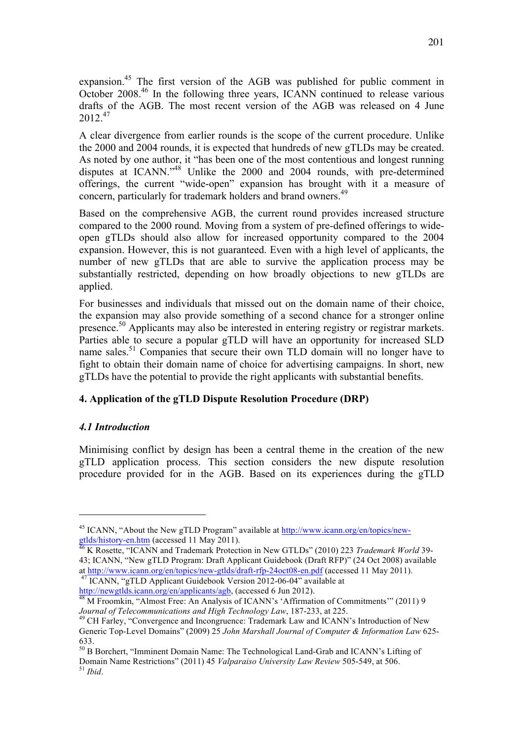expansion.[45] The first version of the AGB was published for public comment in October 2008.[46] In the following three years, ICANN continued to release various drafts of the AGB. The most recent version of the AGB was released on 4 June 2012.[47]

A clear divergence from earlier rounds is the scope of the current procedure. Unlike the 2000 and 2004 rounds, it is expected that hundreds of new gTLDs may be created. As noted by one author, it "has been one of the most contentious and longest running disputes at ICANN."[48] Unlike the 2000 and 2004 rounds, with pre-determined offerings, the current "wide-open" expansion has brought with it a measure of concern, particularly for trademark holders and brand owners.[49]

Based on the comprehensive AGB, the current round provides increased structure compared to the 2000 round. Moving from a system of pre-defined offerings to wide-open gTLDs should also allow for increased opportunity compared to the 2004 expansion. However, this is not guaranteed. Even with a high level of applicants, the number of new gTLDs that are able to survive the application process may be substantially restricted, depending on how broadly objections to new gTLDs are applied.

For businesses and individuals that missed out on the domain name of their choice, the expansion may also provide something of a second chance for a stronger online presence.[50] Applicants may also be interested in entering registry or registrar markets. Parties able to secure a popular gTLD will have an opportunity for increased SLD name sales.[51] Companies that secure their own TLD domain will no longer have to fight to obtain their domain name of choice for advertising campaigns. In short, new gTLDs have the potential to provide the right applicants with substantial benefits.

## 4. Application of the gTLD Dispute Resolution Procedure (DRP)

### *4.1 Introduction*

Minimising conflict by design has been a central theme in the creation of the new gTLD application process. This section considers the new dispute resolution procedure provided for in the AGB. Based on its experiences during the gTLD

---

[45] ICANN, "About the New gTLD Program" available at http://www.icann.org/en/topics/new-gtlds/history-en.htm (accessed 11 May 2011).

[46] K Rosette, "ICANN and Trademark Protection in New GTLDs" (2010) 223 *Trademark World* 39-43; ICANN, "New gTLD Program: Draft Applicant Guidebook (Draft RFP)" (24 Oct 2008) available at http://www.icann.org/en/topics/new-gtlds/draft-rfp-24oct08-en.pdf (accessed 11 May 2011).

[47] ICANN, "gTLD Applicant Guidebook Version 2012-06-04" available at http://newgtlds.icann.org/en/applicants/agb, (accessed 6 Jun 2012).

[48] M Froomkin, "Almost Free: An Analysis of ICANN's 'Affirmation of Commitments'" (2011) 9 *Journal of Telecommunications and High Technology Law*, 187-233, at 225.

[49] CH Farley, "Convergence and Incongruence: Trademark Law and ICANN's Introduction of New Generic Top-Level Domains" (2009) 25 *John Marshall Journal of Computer & Information Law* 625-633.

[50] B Borchert, "Imminent Domain Name: The Technological Land-Grab and ICANN's Lifting of Domain Name Restrictions" (2011) 45 *Valparaiso University Law Review* 505-549, at 506.

[51] *Ibid*.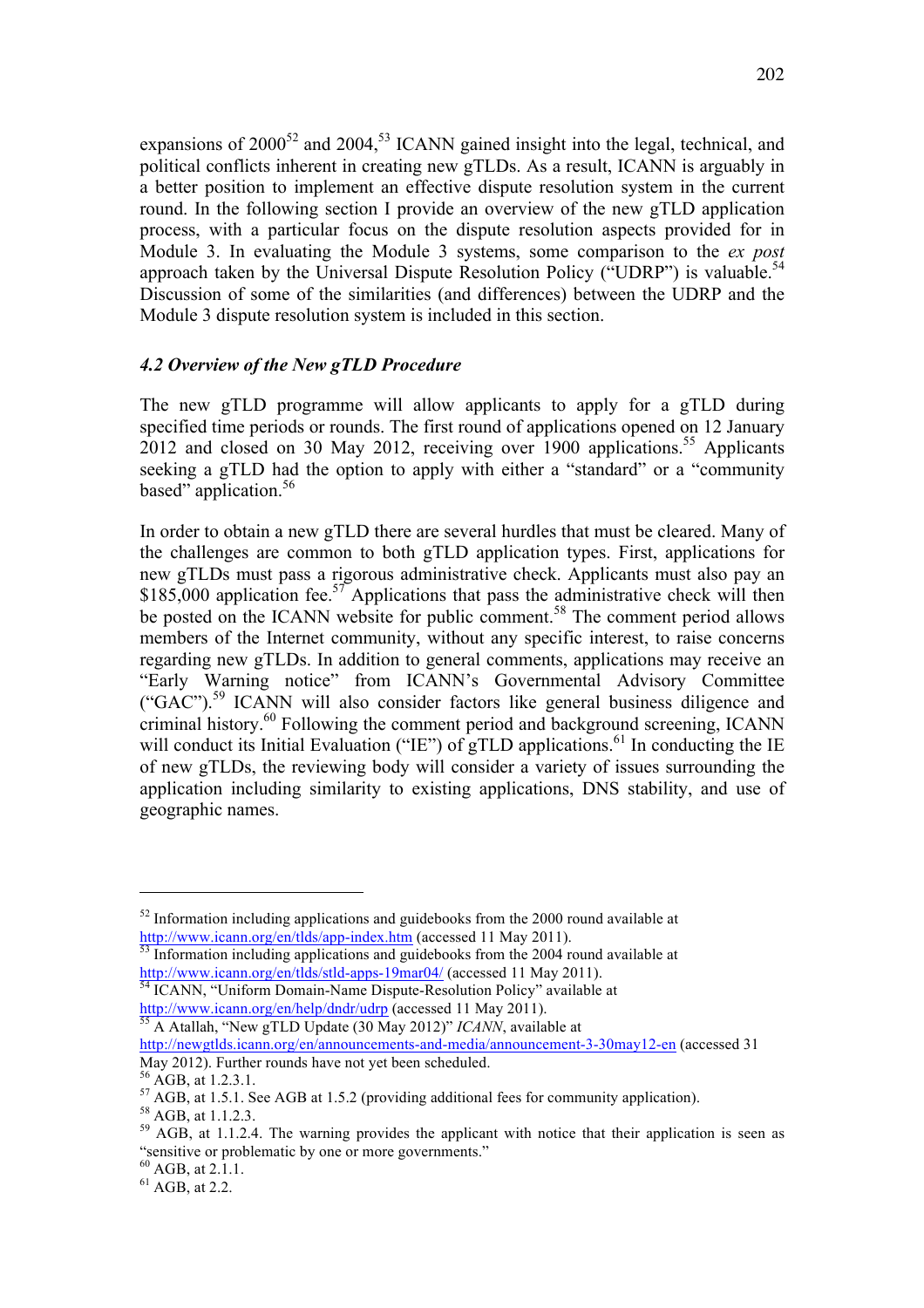expansions of 2000[52] and 2004,[53] ICANN gained insight into the legal, technical, and political conflicts inherent in creating new gTLDs. As a result, ICANN is arguably in a better position to implement an effective dispute resolution system in the current round. In the following section I provide an overview of the new gTLD application process, with a particular focus on the dispute resolution aspects provided for in Module 3. In evaluating the Module 3 systems, some comparison to the *ex post* approach taken by the Universal Dispute Resolution Policy ("UDRP") is valuable.[54] Discussion of some of the similarities (and differences) between the UDRP and the Module 3 dispute resolution system is included in this section.

### *4.2 Overview of the New gTLD Procedure*

The new gTLD programme will allow applicants to apply for a gTLD during specified time periods or rounds. The first round of applications opened on 12 January 2012 and closed on 30 May 2012, receiving over 1900 applications.[55] Applicants seeking a gTLD had the option to apply with either a "standard" or a "community based" application.[56]

In order to obtain a new gTLD there are several hurdles that must be cleared. Many of the challenges are common to both gTLD application types. First, applications for new gTLDs must pass a rigorous administrative check. Applicants must also pay an $185,000 application fee.[57] Applications that pass the administrative check will then be posted on the ICANN website for public comment.[58] The comment period allows members of the Internet community, without any specific interest, to raise concerns regarding new gTLDs. In addition to general comments, applications may receive an "Early Warning notice" from ICANN's Governmental Advisory Committee ("GAC").[59] ICANN will also consider factors like general business diligence and criminal history.[60] Following the comment period and background screening, ICANN will conduct its Initial Evaluation ("IE") of gTLD applications.[61] In conducting the IE of new gTLDs, the reviewing body will consider a variety of issues surrounding the application including similarity to existing applications, DNS stability, and use of geographic names.

---

[52] Information including applications and guidebooks from the 2000 round available at http://www.icann.org/en/tlds/app-index.htm (accessed 11 May 2011).

[53] Information including applications and guidebooks from the 2004 round available at http://www.icann.org/en/tlds/stld-apps-19mar04/ (accessed 11 May 2011).

[54] ICANN, "Uniform Domain-Name Dispute-Resolution Policy" available at http://www.icann.org/en/help/dndr/udrp (accessed 11 May 2011).

[55] A Atallah, "New gTLD Update (30 May 2012)" *ICANN*, available at http://newgtlds.icann.org/en/announcements-and-media/announcement-3-30may12-en (accessed 31 May 2012). Further rounds have not yet been scheduled.

[56] AGB, at 1.2.3.1.

[57] AGB, at 1.5.1. See AGB at 1.5.2 (providing additional fees for community application).

[58] AGB, at 1.1.2.3.

[59] AGB, at 1.1.2.4. The warning provides the applicant with notice that their application is seen as "sensitive or problematic by one or more governments."

[60] AGB, at 2.1.1.

[61] AGB, at 2.2.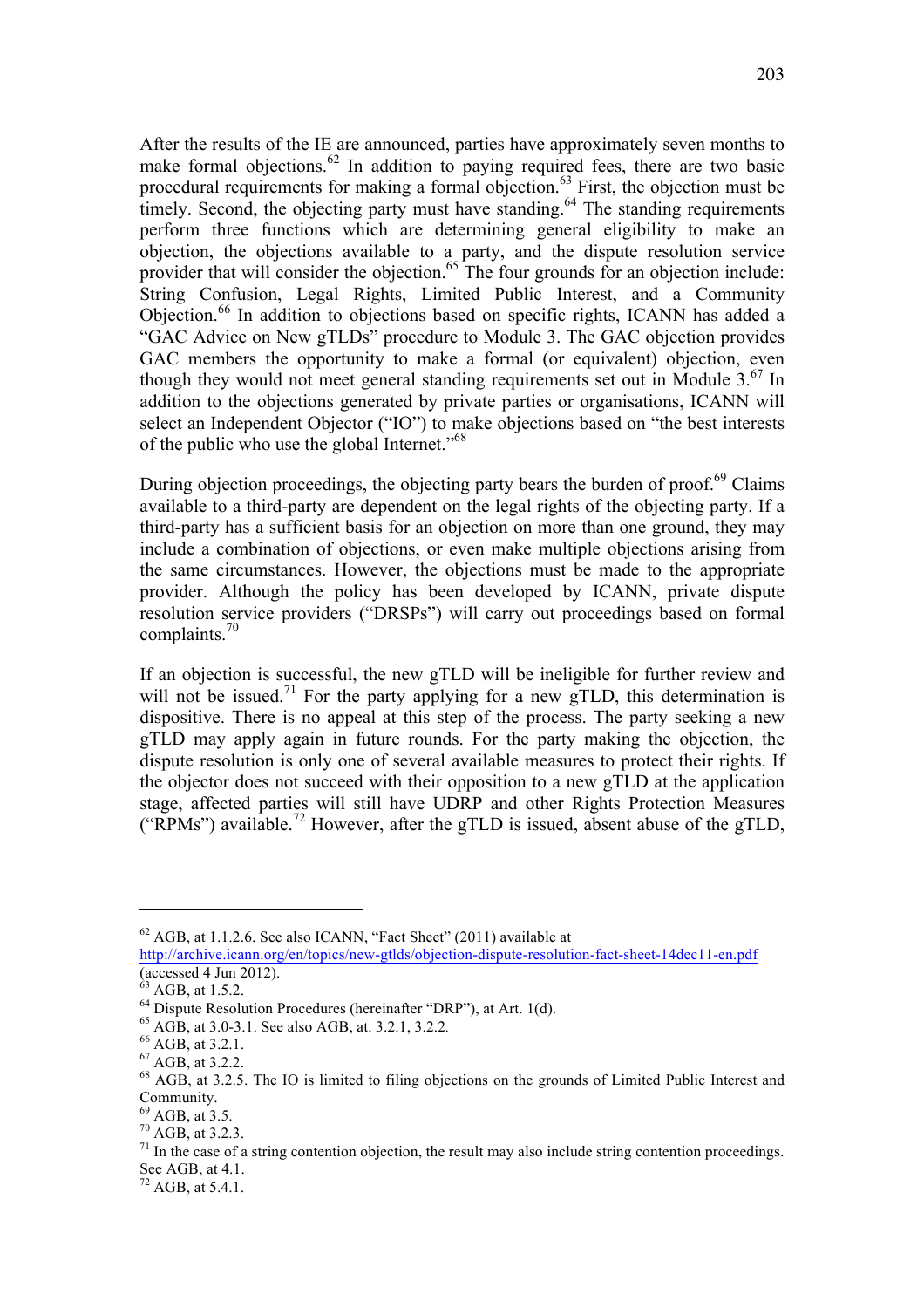After the results of the IE are announced, parties have approximately seven months to make formal objections.[62] In addition to paying required fees, there are two basic procedural requirements for making a formal objection.[63] First, the objection must be timely. Second, the objecting party must have standing.[64] The standing requirements perform three functions which are determining general eligibility to make an objection, the objections available to a party, and the dispute resolution service provider that will consider the objection.[65] The four grounds for an objection include: String Confusion, Legal Rights, Limited Public Interest, and a Community Objection.[66] In addition to objections based on specific rights, ICANN has added a "GAC Advice on New gTLDs" procedure to Module 3. The GAC objection provides GAC members the opportunity to make a formal (or equivalent) objection, even though they would not meet general standing requirements set out in Module 3.[67] In addition to the objections generated by private parties or organisations, ICANN will select an Independent Objector ("IO") to make objections based on "the best interests of the public who use the global Internet."[68]

During objection proceedings, the objecting party bears the burden of proof.[69] Claims available to a third-party are dependent on the legal rights of the objecting party. If a third-party has a sufficient basis for an objection on more than one ground, they may include a combination of objections, or even make multiple objections arising from the same circumstances. However, the objections must be made to the appropriate provider. Although the policy has been developed by ICANN, private dispute resolution service providers ("DRSPs") will carry out proceedings based on formal complaints.[70]

If an objection is successful, the new gTLD will be ineligible for further review and will not be issued.[71] For the party applying for a new gTLD, this determination is dispositive. There is no appeal at this step of the process. The party seeking a new gTLD may apply again in future rounds. For the party making the objection, the dispute resolution is only one of several available measures to protect their rights. If the objector does not succeed with their opposition to a new gTLD at the application stage, affected parties will still have UDRP and other Rights Protection Measures ("RPMs") available.[72] However, after the gTLD is issued, absent abuse of the gTLD,

---

[62] AGB, at 1.1.2.6. See also ICANN, "Fact Sheet" (2011) available at http://archive.icann.org/en/topics/new-gtlds/objection-dispute-resolution-fact-sheet-14dec11-en.pdf (accessed 4 Jun 2012).

[63] AGB, at 1.5.2.

[64] Dispute Resolution Procedures (hereinafter "DRP"), at Art. 1(d).

[65] AGB, at 3.0-3.1. See also AGB, at. 3.2.1, 3.2.2.

[66] AGB, at 3.2.1.

[67] AGB, at 3.2.2.

[68] AGB, at 3.2.5. The IO is limited to filing objections on the grounds of Limited Public Interest and Community.

[69] AGB, at 3.5.

[70] AGB, at 3.2.3.

[71] In the case of a string contention objection, the result may also include string contention proceedings. See AGB, at 4.1.

[72] AGB, at 5.4.1.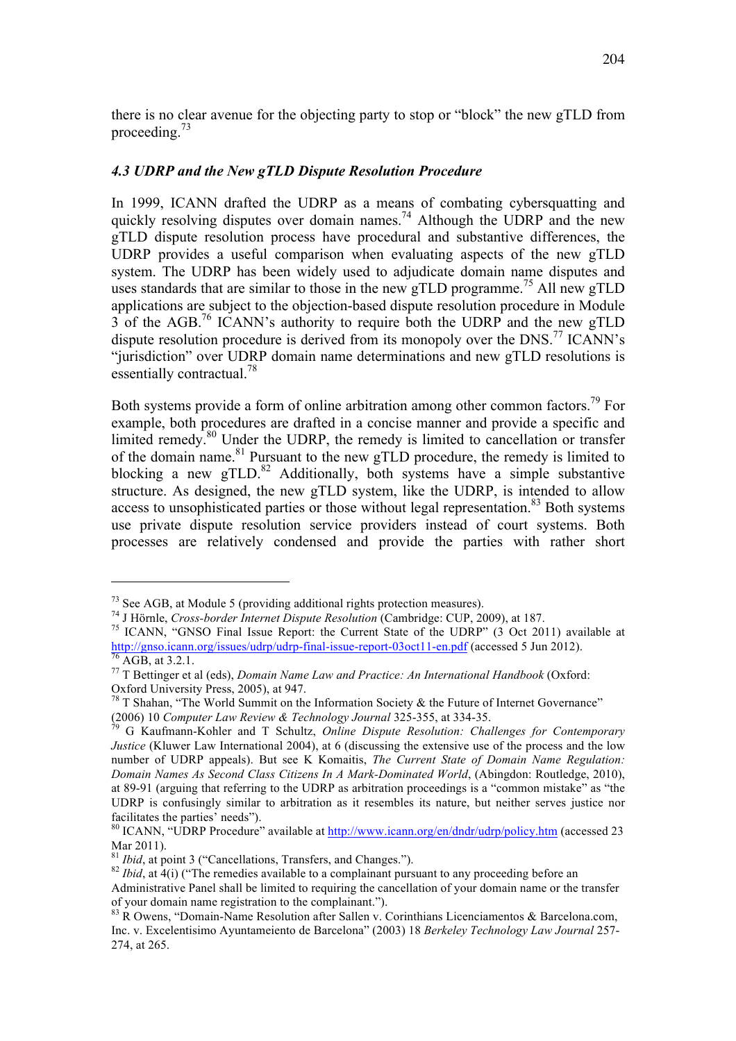there is no clear avenue for the objecting party to stop or "block" the new gTLD from proceeding.[73]

### *4.3 UDRP and the New gTLD Dispute Resolution Procedure*

In 1999, ICANN drafted the UDRP as a means of combating cybersquatting and quickly resolving disputes over domain names.[74] Although the UDRP and the new gTLD dispute resolution process have procedural and substantive differences, the UDRP provides a useful comparison when evaluating aspects of the new gTLD system. The UDRP has been widely used to adjudicate domain name disputes and uses standards that are similar to those in the new gTLD programme.[75] All new gTLD applications are subject to the objection-based dispute resolution procedure in Module 3 of the AGB.[76] ICANN's authority to require both the UDRP and the new gTLD dispute resolution procedure is derived from its monopoly over the DNS.[77] ICANN's "jurisdiction" over UDRP domain name determinations and new gTLD resolutions is essentially contractual.[78]

Both systems provide a form of online arbitration among other common factors.[79] For example, both procedures are drafted in a concise manner and provide a specific and limited remedy.[80] Under the UDRP, the remedy is limited to cancellation or transfer of the domain name.[81] Pursuant to the new gTLD procedure, the remedy is limited to blocking a new gTLD.[82] Additionally, both systems have a simple substantive structure. As designed, the new gTLD system, like the UDRP, is intended to allow access to unsophisticated parties or those without legal representation.[83] Both systems use private dispute resolution service providers instead of court systems. Both processes are relatively condensed and provide the parties with rather short

---

[73] See AGB, at Module 5 (providing additional rights protection measures).

[74] J Hörnle, *Cross-border Internet Dispute Resolution* (Cambridge: CUP, 2009), at 187.

[75] ICANN, "GNSO Final Issue Report: the Current State of the UDRP" (3 Oct 2011) available at http://gnso.icann.org/issues/udrp/udrp-final-issue-report-03oct11-en.pdf (accessed 5 Jun 2012).

[76] AGB, at 3.2.1.

[77] T Bettinger et al (eds), *Domain Name Law and Practice: An International Handbook* (Oxford: Oxford University Press, 2005), at 947.

[78] T Shahan, "The World Summit on the Information Society & the Future of Internet Governance" (2006) 10 *Computer Law Review & Technology Journal* 325-355, at 334-35.

[79] G Kaufmann-Kohler and T Schultz, *Online Dispute Resolution: Challenges for Contemporary Justice* (Kluwer Law International 2004), at 6 (discussing the extensive use of the process and the low number of UDRP appeals). But see K Komaitis, *The Current State of Domain Name Regulation: Domain Names As Second Class Citizens In A Mark-Dominated World*, (Abingdon: Routledge, 2010), at 89-91 (arguing that referring to the UDRP as arbitration proceedings is a "common mistake" as "the UDRP is confusingly similar to arbitration as it resembles its nature, but neither serves justice nor facilitates the parties' needs").

[80] ICANN, "UDRP Procedure" available at http://www.icann.org/en/dndr/udrp/policy.htm (accessed 23 Mar 2011).

[81] *Ibid*, at point 3 ("Cancellations, Transfers, and Changes.").

[82] *Ibid*, at 4(i) ("The remedies available to a complainant pursuant to any proceeding before an Administrative Panel shall be limited to requiring the cancellation of your domain name or the transfer of your domain name registration to the complainant.").

[83] R Owens, "Domain-Name Resolution after Sallen v. Corinthians Licenciamentos & Barcelona.com, Inc. v. Excelentisimo Ayuntameiento de Barcelona" (2003) 18 *Berkeley Technology Law Journal* 257-274, at 265.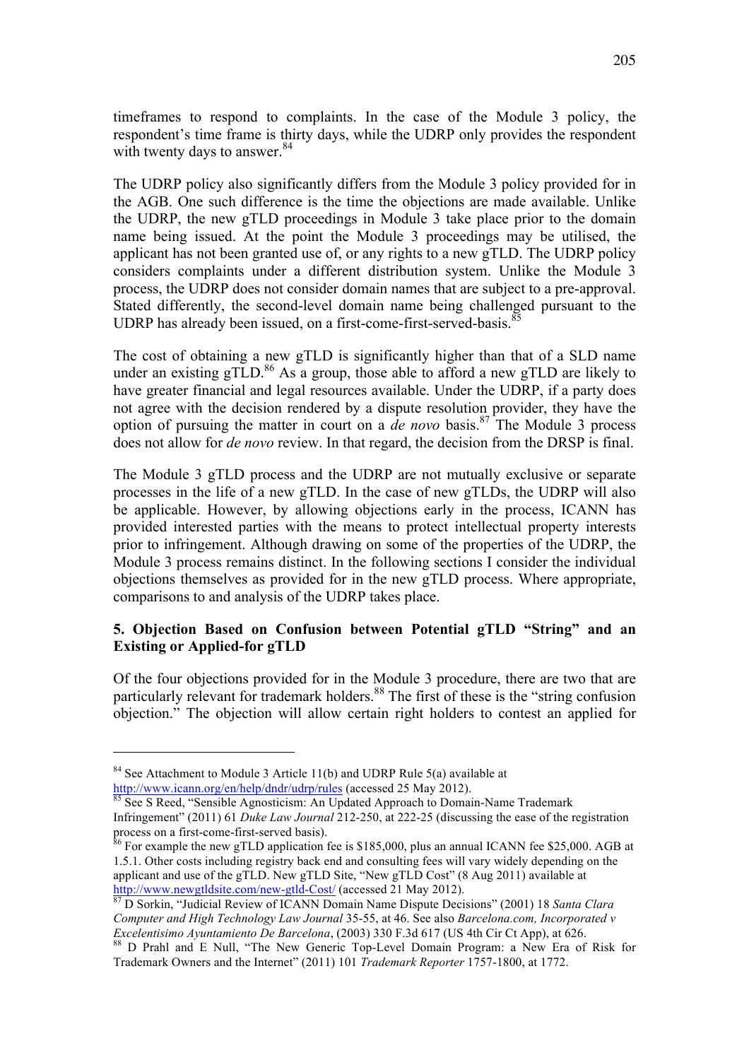timeframes to respond to complaints. In the case of the Module 3 policy, the respondent's time frame is thirty days, while the UDRP only provides the respondent with twenty days to answer.[84]

The UDRP policy also significantly differs from the Module 3 policy provided for in the AGB. One such difference is the time the objections are made available. Unlike the UDRP, the new gTLD proceedings in Module 3 take place prior to the domain name being issued. At the point the Module 3 proceedings may be utilised, the applicant has not been granted use of, or any rights to a new gTLD. The UDRP policy considers complaints under a different distribution system. Unlike the Module 3 process, the UDRP does not consider domain names that are subject to a pre-approval. Stated differently, the second-level domain name being challenged pursuant to the UDRP has already been issued, on a first-come-first-served-basis.[85]

The cost of obtaining a new gTLD is significantly higher than that of a SLD name under an existing gTLD.[86] As a group, those able to afford a new gTLD are likely to have greater financial and legal resources available. Under the UDRP, if a party does not agree with the decision rendered by a dispute resolution provider, they have the option of pursuing the matter in court on a *de novo* basis.[87] The Module 3 process does not allow for *de novo* review. In that regard, the decision from the DRSP is final.

The Module 3 gTLD process and the UDRP are not mutually exclusive or separate processes in the life of a new gTLD. In the case of new gTLDs, the UDRP will also be applicable. However, by allowing objections early in the process, ICANN has provided interested parties with the means to protect intellectual property interests prior to infringement. Although drawing on some of the properties of the UDRP, the Module 3 process remains distinct. In the following sections I consider the individual objections themselves as provided for in the new gTLD process. Where appropriate, comparisons to and analysis of the UDRP takes place.

## 5. Objection Based on Confusion between Potential gTLD "String" and an Existing or Applied-for gTLD

Of the four objections provided for in the Module 3 procedure, there are two that are particularly relevant for trademark holders.[88] The first of these is the "string confusion objection." The objection will allow certain right holders to contest an applied for

---

[84] See Attachment to Module 3 Article 11(b) and UDRP Rule 5(a) available at http://www.icann.org/en/help/dndr/udrp/rules (accessed 25 May 2012).

[85] See S Reed, "Sensible Agnosticism: An Updated Approach to Domain-Name Trademark Infringement" (2011) 61 *Duke Law Journal* 212-250, at 222-25 (discussing the ease of the registration process on a first-come-first-served basis).

[86] For example the new gTLD application fee is $185,000, plus an annual ICANN fee $25,000. AGB at 1.5.1. Other costs including registry back end and consulting fees will vary widely depending on the applicant and use of the gTLD. New gTLD Site, "New gTLD Cost" (8 Aug 2011) available at http://www.newgtldsite.com/new-gtld-Cost/ (accessed 21 May 2012).

[87] D Sorkin, "Judicial Review of ICANN Domain Name Dispute Decisions" (2001) 18 *Santa Clara Computer and High Technology Law Journal* 35-55, at 46. See also *Barcelona.com, Incorporated v Excelentisimo Ayuntamiento De Barcelona*, (2003) 330 F.3d 617 (US 4th Cir Ct App), at 626.

[88] D Prahl and E Null, "The New Generic Top-Level Domain Program: a New Era of Risk for Trademark Owners and the Internet" (2011) 101 *Trademark Reporter* 1757-1800, at 1772.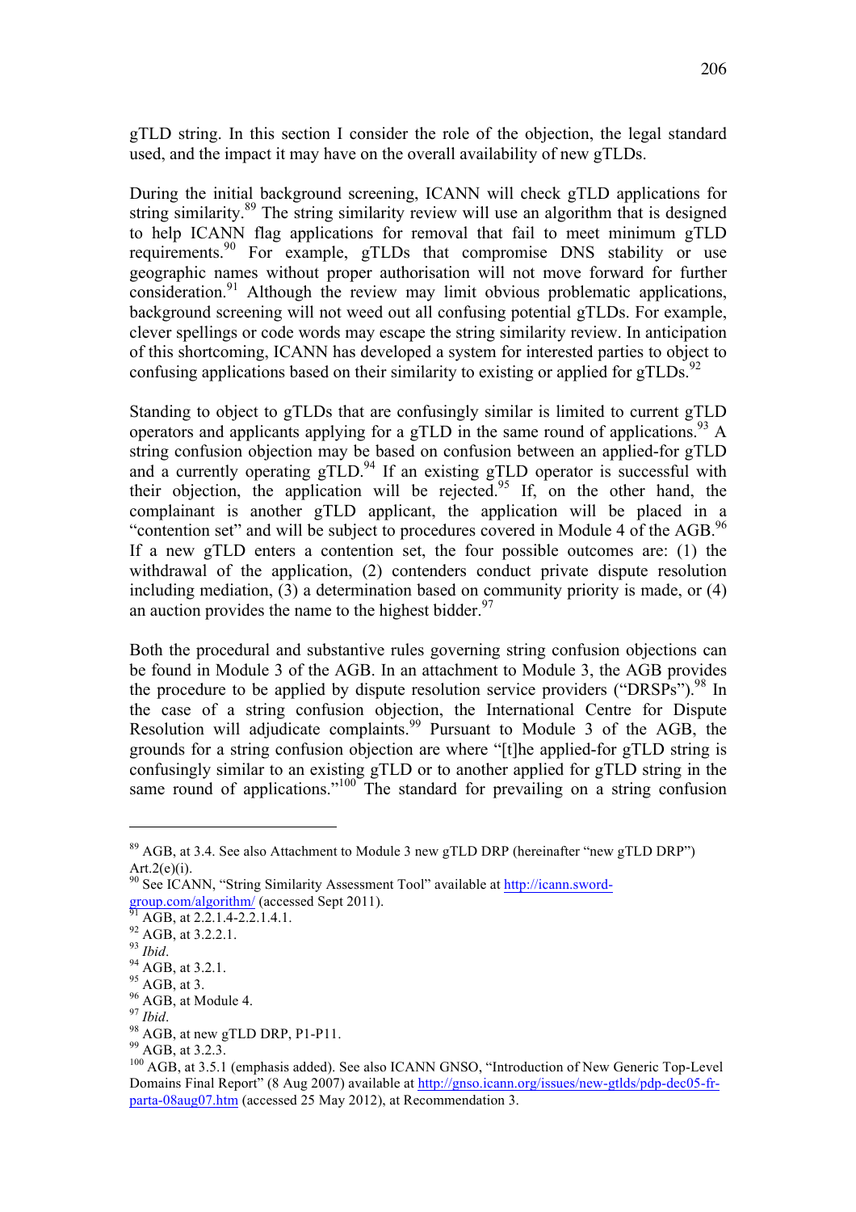gTLD string. In this section I consider the role of the objection, the legal standard used, and the impact it may have on the overall availability of new gTLDs.

During the initial background screening, ICANN will check gTLD applications for string similarity.[89] The string similarity review will use an algorithm that is designed to help ICANN flag applications for removal that fail to meet minimum gTLD requirements.[90] For example, gTLDs that compromise DNS stability or use geographic names without proper authorisation will not move forward for further consideration.[91] Although the review may limit obvious problematic applications, background screening will not weed out all confusing potential gTLDs. For example, clever spellings or code words may escape the string similarity review. In anticipation of this shortcoming, ICANN has developed a system for interested parties to object to confusing applications based on their similarity to existing or applied for gTLDs.[92]

Standing to object to gTLDs that are confusingly similar is limited to current gTLD operators and applicants applying for a gTLD in the same round of applications.[93] A string confusion objection may be based on confusion between an applied-for gTLD and a currently operating gTLD.[94] If an existing gTLD operator is successful with their objection, the application will be rejected.[95] If, on the other hand, the complainant is another gTLD applicant, the application will be placed in a "contention set" and will be subject to procedures covered in Module 4 of the AGB.[96] If a new gTLD enters a contention set, the four possible outcomes are: (1) the withdrawal of the application, (2) contenders conduct private dispute resolution including mediation, (3) a determination based on community priority is made, or (4) an auction provides the name to the highest bidder.[97]

Both the procedural and substantive rules governing string confusion objections can be found in Module 3 of the AGB. In an attachment to Module 3, the AGB provides the procedure to be applied by dispute resolution service providers ("DRSPs").[98] In the case of a string confusion objection, the International Centre for Dispute Resolution will adjudicate complaints.[99] Pursuant to Module 3 of the AGB, the grounds for a string confusion objection are where "[t]he applied-for gTLD string is confusingly similar to an existing gTLD or to another applied for gTLD string in the same round of applications."[100] The standard for prevailing on a string confusion

---

[89] AGB, at 3.4. See also Attachment to Module 3 new gTLD DRP (hereinafter "new gTLD DRP") Art.2(e)(i).

[90] See ICANN, "String Similarity Assessment Tool" available at http://icann.sword-group.com/algorithm/ (accessed Sept 2011).

[91] AGB, at 2.2.1.4-2.2.1.4.1.

[92] AGB, at 3.2.2.1.

[93] *Ibid*.

[94] AGB, at 3.2.1.

[95] AGB, at 3.

[96] AGB, at Module 4.

[97] *Ibid*.

[98] AGB, at new gTLD DRP, P1-P11.

[99] AGB, at 3.2.3.

[100] AGB, at 3.5.1 (emphasis added). See also ICANN GNSO, "Introduction of New Generic Top-Level Domains Final Report" (8 Aug 2007) available at http://gnso.icann.org/issues/new-gtlds/pdp-dec05-fr-parta-08aug07.htm (accessed 25 May 2012), at Recommendation 3.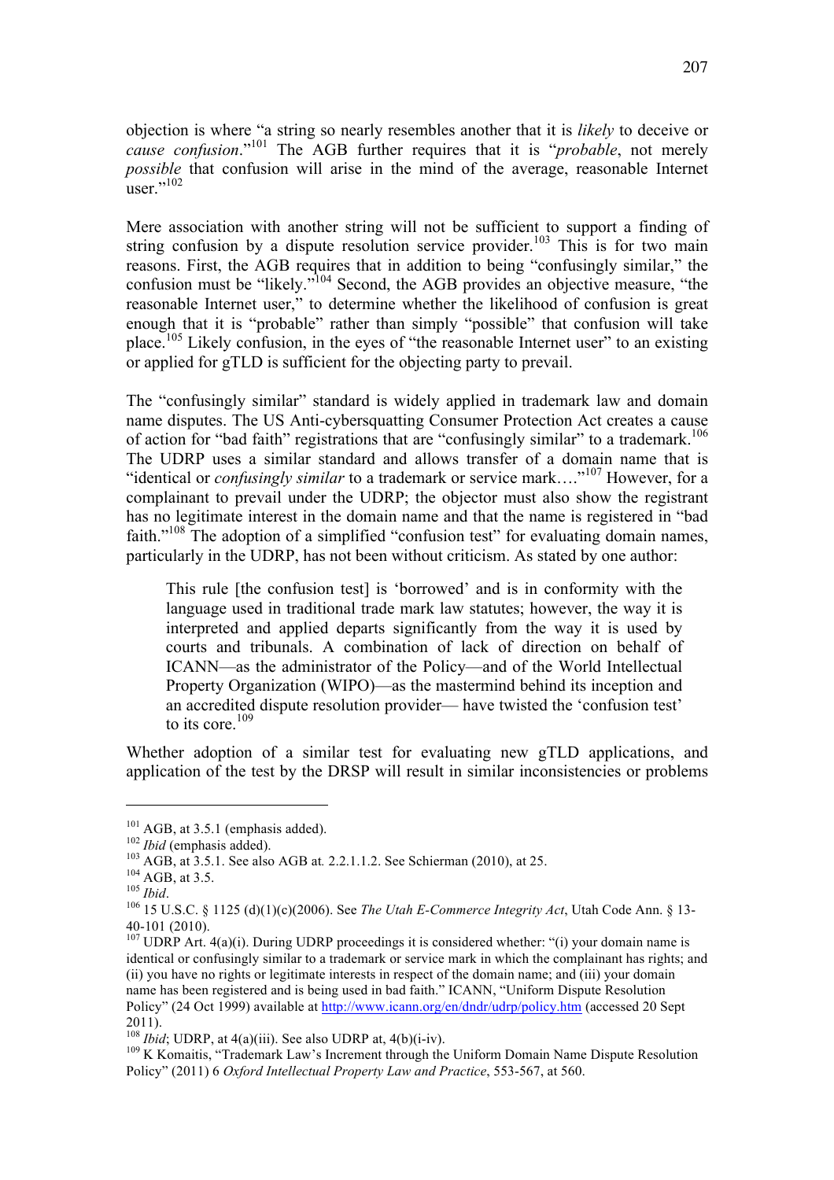objection is where "a string so nearly resembles another that it is *likely* to deceive or *cause confusion*."[101] The AGB further requires that it is "*probable*, not merely *possible* that confusion will arise in the mind of the average, reasonable Internet user."[102]

Mere association with another string will not be sufficient to support a finding of string confusion by a dispute resolution service provider.[103] This is for two main reasons. First, the AGB requires that in addition to being "confusingly similar," the confusion must be "likely."[104] Second, the AGB provides an objective measure, "the reasonable Internet user," to determine whether the likelihood of confusion is great enough that it is "probable" rather than simply "possible" that confusion will take place.[105] Likely confusion, in the eyes of "the reasonable Internet user" to an existing or applied for gTLD is sufficient for the objecting party to prevail.

The "confusingly similar" standard is widely applied in trademark law and domain name disputes. The US Anti-cybersquatting Consumer Protection Act creates a cause of action for "bad faith" registrations that are "confusingly similar" to a trademark.[106] The UDRP uses a similar standard and allows transfer of a domain name that is "identical or *confusingly similar* to a trademark or service mark…."[107] However, for a complainant to prevail under the UDRP; the objector must also show the registrant has no legitimate interest in the domain name and that the name is registered in "bad faith."[108] The adoption of a simplified "confusion test" for evaluating domain names, particularly in the UDRP, has not been without criticism. As stated by one author:

> This rule [the confusion test] is 'borrowed' and is in conformity with the language used in traditional trade mark law statutes; however, the way it is interpreted and applied departs significantly from the way it is used by courts and tribunals. A combination of lack of direction on behalf of ICANN—as the administrator of the Policy—and of the World Intellectual Property Organization (WIPO)—as the mastermind behind its inception and an accredited dispute resolution provider— have twisted the 'confusion test' to its core.[109]

Whether adoption of a similar test for evaluating new gTLD applications, and application of the test by the DRSP will result in similar inconsistencies or problems

---

[101] AGB, at 3.5.1 (emphasis added).

[102] *Ibid* (emphasis added).

[103] AGB, at 3.5.1. See also AGB at. 2.2.1.1.2. See Schierman (2010), at 25.

[104] AGB, at 3.5.

[105] *Ibid*.

[106] 15 U.S.C. § 1125 (d)(1)(c)(2006). See *The Utah E-Commerce Integrity Act*, Utah Code Ann. § 13-40-101 (2010).

[107] UDRP Art. 4(a)(i). During UDRP proceedings it is considered whether: "(i) your domain name is identical or confusingly similar to a trademark or service mark in which the complainant has rights; and (ii) you have no rights or legitimate interests in respect of the domain name; and (iii) your domain name has been registered and is being used in bad faith." ICANN, "Uniform Dispute Resolution Policy" (24 Oct 1999) available at http://www.icann.org/en/dndr/udrp/policy.htm (accessed 20 Sept 2011).

[108] *Ibid*; UDRP, at 4(a)(iii). See also UDRP at, 4(b)(i-iv).

[109] K Komaitis, "Trademark Law's Increment through the Uniform Domain Name Dispute Resolution Policy" (2011) 6 *Oxford Intellectual Property Law and Practice*, 553-567, at 560.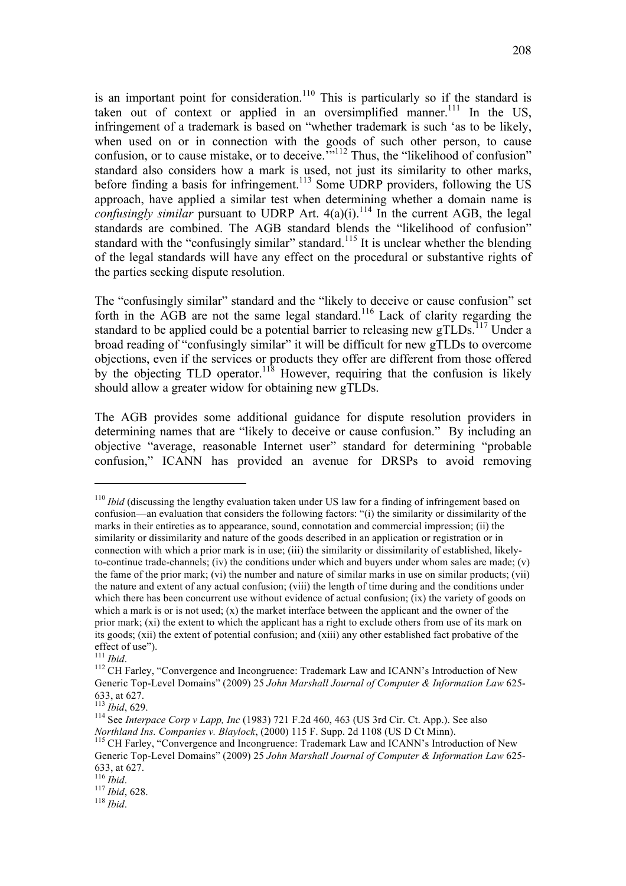is an important point for consideration.[110] This is particularly so if the standard is taken out of context or applied in an oversimplified manner.[111] In the US, infringement of a trademark is based on "whether trademark is such 'as to be likely, when used on or in connection with the goods of such other person, to cause confusion, or to cause mistake, or to deceive.'"[112] Thus, the "likelihood of confusion" standard also considers how a mark is used, not just its similarity to other marks, before finding a basis for infringement.[113] Some UDRP providers, following the US approach, have applied a similar test when determining whether a domain name is *confusingly similar* pursuant to UDRP Art. 4(a)(i).[114] In the current AGB, the legal standards are combined. The AGB standard blends the "likelihood of confusion" standard with the "confusingly similar" standard.[115] It is unclear whether the blending of the legal standards will have any effect on the procedural or substantive rights of the parties seeking dispute resolution.

The "confusingly similar" standard and the "likely to deceive or cause confusion" set forth in the AGB are not the same legal standard.[116] Lack of clarity regarding the standard to be applied could be a potential barrier to releasing new gTLDs.[117] Under a broad reading of "confusingly similar" it will be difficult for new gTLDs to overcome objections, even if the services or products they offer are different from those offered by the objecting TLD operator.[118] However, requiring that the confusion is likely should allow a greater widow for obtaining new gTLDs.

The AGB provides some additional guidance for dispute resolution providers in determining names that are "likely to deceive or cause confusion." By including an objective "average, reasonable Internet user" standard for determining "probable confusion," ICANN has provided an avenue for DRSPs to avoid removing

---

[110] *Ibid* (discussing the lengthy evaluation taken under US law for a finding of infringement based on confusion—an evaluation that considers the following factors: "(i) the similarity or dissimilarity of the marks in their entireties as to appearance, sound, connotation and commercial impression; (ii) the similarity or dissimilarity and nature of the goods described in an application or registration or in connection with which a prior mark is in use; (iii) the similarity or dissimilarity of established, likely-to-continue trade-channels; (iv) the conditions under which and buyers under whom sales are made; (v) the fame of the prior mark; (vi) the number and nature of similar marks in use on similar products; (vii) the nature and extent of any actual confusion; (viii) the length of time during and the conditions under which there has been concurrent use without evidence of actual confusion; (ix) the variety of goods on which a mark is or is not used; (x) the market interface between the applicant and the owner of the prior mark; (xi) the extent to which the applicant has a right to exclude others from use of its mark on its goods; (xii) the extent of potential confusion; and (xiii) any other established fact probative of the effect of use").

[111] *Ibid*.

[112] CH Farley, "Convergence and Incongruence: Trademark Law and ICANN's Introduction of New Generic Top-Level Domains" (2009) 25 *John Marshall Journal of Computer & Information Law* 625-633, at 627.

[113] *Ibid*, 629.

[114] See *Interpace Corp v Lapp, Inc* (1983) 721 F.2d 460, 463 (US 3rd Cir. Ct. App.). See also *Northland Ins. Companies v. Blaylock*, (2000) 115 F. Supp. 2d 1108 (US D Ct Minn).

[115] CH Farley, "Convergence and Incongruence: Trademark Law and ICANN's Introduction of New Generic Top-Level Domains" (2009) 25 *John Marshall Journal of Computer & Information Law* 625-633, at 627.

[116] *Ibid*.

[117] *Ibid*, 628.

[118] *Ibid*.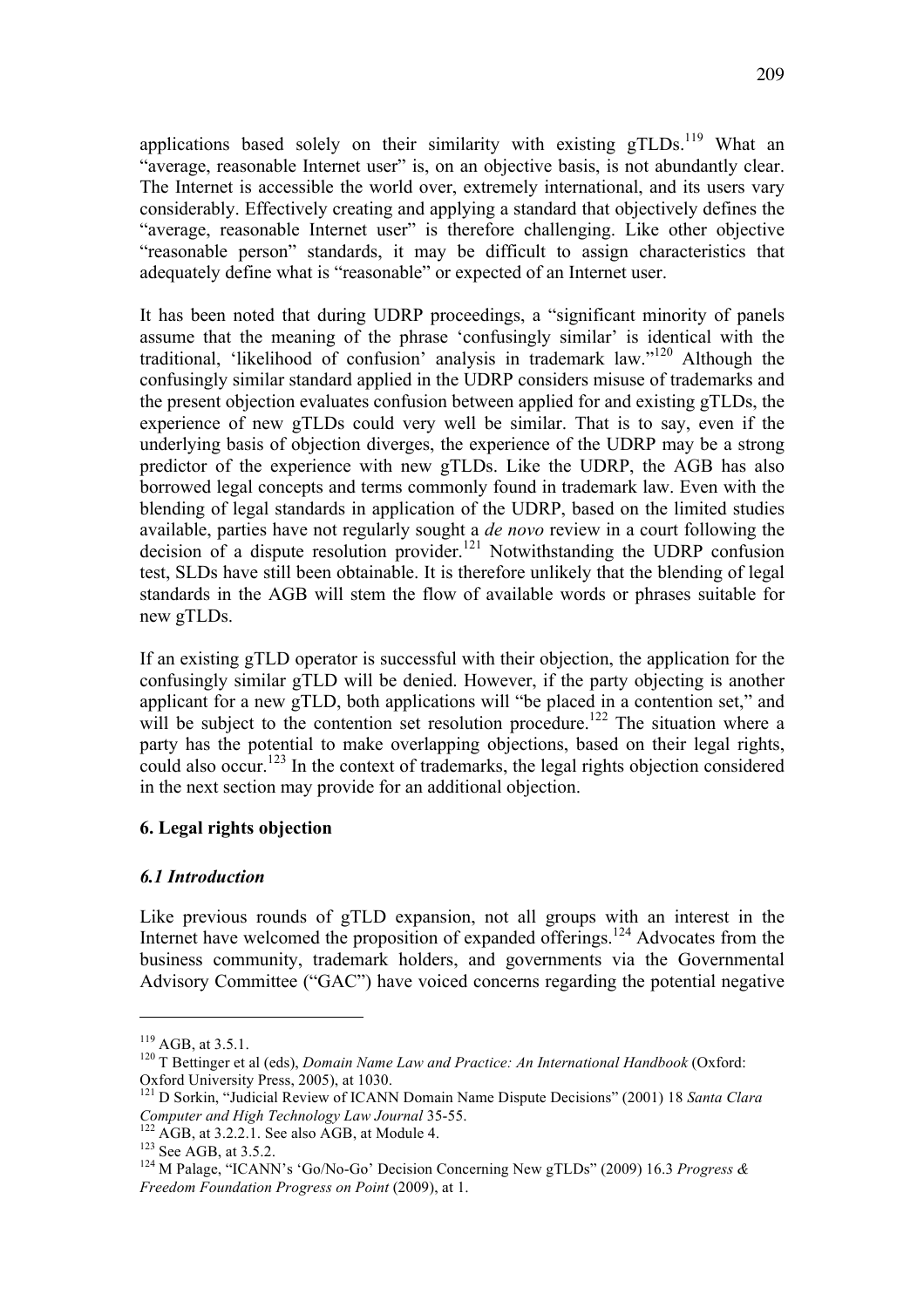applications based solely on their similarity with existing gTLDs.[119] What an "average, reasonable Internet user" is, on an objective basis, is not abundantly clear. The Internet is accessible the world over, extremely international, and its users vary considerably. Effectively creating and applying a standard that objectively defines the "average, reasonable Internet user" is therefore challenging. Like other objective "reasonable person" standards, it may be difficult to assign characteristics that adequately define what is "reasonable" or expected of an Internet user.

It has been noted that during UDRP proceedings, a "significant minority of panels assume that the meaning of the phrase 'confusingly similar' is identical with the traditional, 'likelihood of confusion' analysis in trademark law."[120] Although the confusingly similar standard applied in the UDRP considers misuse of trademarks and the present objection evaluates confusion between applied for and existing gTLDs, the experience of new gTLDs could very well be similar. That is to say, even if the underlying basis of objection diverges, the experience of the UDRP may be a strong predictor of the experience with new gTLDs. Like the UDRP, the AGB has also borrowed legal concepts and terms commonly found in trademark law. Even with the blending of legal standards in application of the UDRP, based on the limited studies available, parties have not regularly sought a *de novo* review in a court following the decision of a dispute resolution provider.[121] Notwithstanding the UDRP confusion test, SLDs have still been obtainable. It is therefore unlikely that the blending of legal standards in the AGB will stem the flow of available words or phrases suitable for new gTLDs.

If an existing gTLD operator is successful with their objection, the application for the confusingly similar gTLD will be denied. However, if the party objecting is another applicant for a new gTLD, both applications will "be placed in a contention set," and will be subject to the contention set resolution procedure.[122] The situation where a party has the potential to make overlapping objections, based on their legal rights, could also occur.[123] In the context of trademarks, the legal rights objection considered in the next section may provide for an additional objection.

## 6. Legal rights objection

### *6.1 Introduction*

Like previous rounds of gTLD expansion, not all groups with an interest in the Internet have welcomed the proposition of expanded offerings.[124] Advocates from the business community, trademark holders, and governments via the Governmental Advisory Committee ("GAC") have voiced concerns regarding the potential negative

---

[119] AGB, at 3.5.1.

[120] T Bettinger et al (eds), *Domain Name Law and Practice: An International Handbook* (Oxford: Oxford University Press, 2005), at 1030.

[121] D Sorkin, "Judicial Review of ICANN Domain Name Dispute Decisions" (2001) 18 *Santa Clara Computer and High Technology Law Journal* 35-55.

[122] AGB, at 3.2.2.1. See also AGB, at Module 4.

[123] See AGB, at 3.5.2.

[124] M Palage, "ICANN's 'Go/No-Go' Decision Concerning New gTLDs" (2009) 16.3 *Progress & Freedom Foundation Progress on Point* (2009), at 1.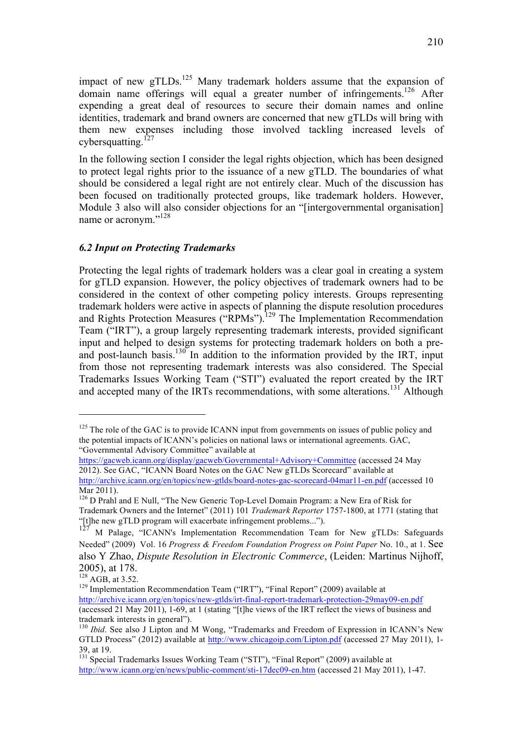impact of new gTLDs.[125] Many trademark holders assume that the expansion of domain name offerings will equal a greater number of infringements.[126] After expending a great deal of resources to secure their domain names and online identities, trademark and brand owners are concerned that new gTLDs will bring with them new expenses including those involved tackling increased levels of cybersquatting.[127]

In the following section I consider the legal rights objection, which has been designed to protect legal rights prior to the issuance of a new gTLD. The boundaries of what should be considered a legal right are not entirely clear. Much of the discussion has been focused on traditionally protected groups, like trademark holders. However, Module 3 also will also consider objections for an "[intergovernmental organisation] name or acronym."[128]

### *6.2 Input on Protecting Trademarks*

Protecting the legal rights of trademark holders was a clear goal in creating a system for gTLD expansion. However, the policy objectives of trademark owners had to be considered in the context of other competing policy interests. Groups representing trademark holders were active in aspects of planning the dispute resolution procedures and Rights Protection Measures ("RPMs").[129] The Implementation Recommendation Team ("IRT"), a group largely representing trademark interests, provided significant input and helped to design systems for protecting trademark holders on both a pre- and post-launch basis.[130] In addition to the information provided by the IRT, input from those not representing trademark interests was also considered. The Special Trademarks Issues Working Team ("STI") evaluated the report created by the IRT and accepted many of the IRTs recommendations, with some alterations.[131] Although

---

[125] The role of the GAC is to provide ICANN input from governments on issues of public policy and the potential impacts of ICANN's policies on national laws or international agreements. GAC, "Governmental Advisory Committee" available at https://gacweb.icann.org/display/gacweb/Governmental+Advisory+Committee (accessed 24 May 2012). See GAC, "ICANN Board Notes on the GAC New gTLDs Scorecard" available at http://archive.icann.org/en/topics/new-gtlds/board-notes-gac-scorecard-04mar11-en.pdf (accessed 10 Mar 2011).

[126] D Prahl and E Null, "The New Generic Top-Level Domain Program: a New Era of Risk for Trademark Owners and the Internet" (2011) 101 *Trademark Reporter* 1757-1800, at 1771 (stating that "[t]he new gTLD program will exacerbate infringement problems...").

[127] M Palage, "ICANN's Implementation Recommendation Team for New gTLDs: Safeguards Needed" (2009) Vol. 16 *Progress & Freedom Foundation Progress on Point Paper* No. 10., at 1. See also Y Zhao, *Dispute Resolution in Electronic Commerce*, (Leiden: Martinus Nijhoff, 2005), at 178.

[128] AGB, at 3.52.

[129] Implementation Recommendation Team ("IRT"), "Final Report" (2009) available at http://archive.icann.org/en/topics/new-gtlds/irt-final-report-trademark-protection-29may09-en.pdf (accessed 21 May 2011), 1-69, at 1 (stating "[t]he views of the IRT reflect the views of business and trademark interests in general").

[130] *Ibid*. See also J Lipton and M Wong, "Trademarks and Freedom of Expression in ICANN's New GTLD Process" (2012) available at http://www.chicagoip.com/Lipton.pdf (accessed 27 May 2011), 1-39, at 19.

[131] Special Trademarks Issues Working Team ("STI"), "Final Report" (2009) available at http://www.icann.org/en/news/public-comment/sti-17dec09-en.htm (accessed 21 May 2011), 1-47.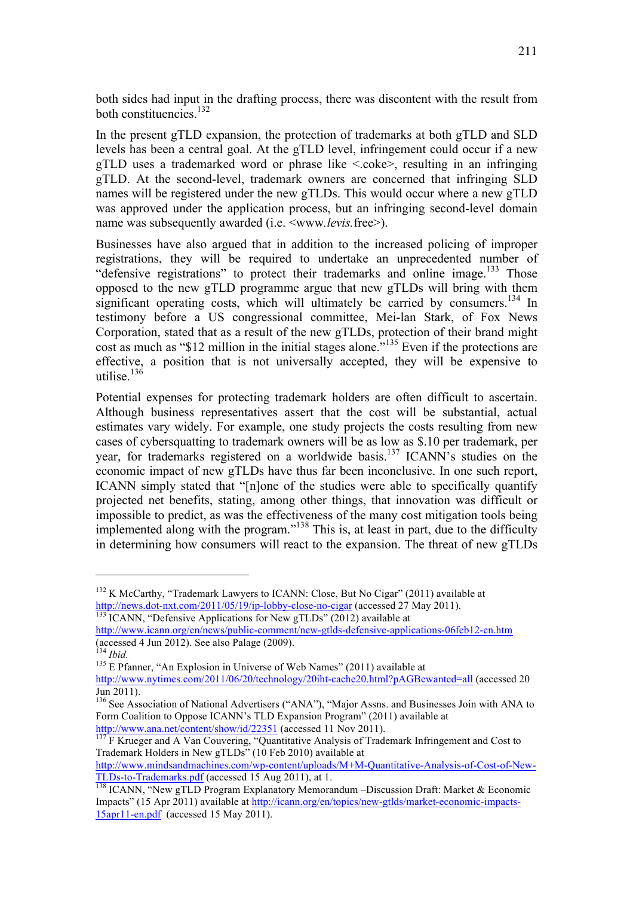both sides had input in the drafting process, there was discontent with the result from both constituencies.[132]

In the present gTLD expansion, the protection of trademarks at both gTLD and SLD levels has been a central goal. At the gTLD level, infringement could occur if a new gTLD uses a trademarked word or phrase like <.coke>, resulting in an infringing gTLD. At the second-level, trademark owners are concerned that infringing SLD names will be registered under the new gTLDs. This would occur where a new gTLD was approved under the application process, but an infringing second-level domain name was subsequently awarded (i.e. <www.*levis*.free>).

Businesses have also argued that in addition to the increased policing of improper registrations, they will be required to undertake an unprecedented number of "defensive registrations" to protect their trademarks and online image.[133] Those opposed to the new gTLD programme argue that new gTLDs will bring with them significant operating costs, which will ultimately be carried by consumers.[134] In testimony before a US congressional committee, Mei-lan Stark, of Fox News Corporation, stated that as a result of the new gTLDs, protection of their brand might cost as much as "$12 million in the initial stages alone."[135] Even if the protections are effective, a position that is not universally accepted, they will be expensive to utilise.[136]

Potential expenses for protecting trademark holders are often difficult to ascertain. Although business representatives assert that the cost will be substantial, actual estimates vary widely. For example, one study projects the costs resulting from new cases of cybersquatting to trademark owners will be as low as $.10 per trademark, per year, for trademarks registered on a worldwide basis.[137] ICANN's studies on the economic impact of new gTLDs have thus far been inconclusive. In one such report, ICANN simply stated that "[n]one of the studies were able to specifically quantify projected net benefits, stating, among other things, that innovation was difficult or impossible to predict, as was the effectiveness of the many cost mitigation tools being implemented along with the program."[138] This is, at least in part, due to the difficulty in determining how consumers will react to the expansion. The threat of new gTLDs

---

[132] K McCarthy, "Trademark Lawyers to ICANN: Close, But No Cigar" (2011) available at http://news.dot-nxt.com/2011/05/19/ip-lobby-close-no-cigar (accessed 27 May 2011).

[133] ICANN, "Defensive Applications for New gTLDs" (2012) available at http://www.icann.org/en/news/public-comment/new-gtlds-defensive-applications-06feb12-en.htm (accessed 4 Jun 2012). See also Palage (2009).

[134] *Ibid.*

[135] E Pfanner, "An Explosion in Universe of Web Names" (2011) available at http://www.nytimes.com/2011/06/20/technology/20iht-cache20.html?pAGBewanted=all (accessed 20 Jun 2011).

[136] See Association of National Advertisers ("ANA"), "Major Assns. and Businesses Join with ANA to Form Coalition to Oppose ICANN's TLD Expansion Program" (2011) available at http://www.ana.net/content/show/id/22351 (accessed 11 Nov 2011).

[137] F Krueger and A Van Couvering, "Quantitative Analysis of Trademark Infringement and Cost to Trademark Holders in New gTLDs" (10 Feb 2010) available at http://www.mindsandmachines.com/wp-content/uploads/M+M-Quantitative-Analysis-of-Cost-of-New-TLDs-to-Trademarks.pdf (accessed 15 Aug 2011), at 1.

[138] ICANN, "New gTLD Program Explanatory Memorandum –Discussion Draft: Market & Economic Impacts" (15 Apr 2011) available at http://icann.org/en/topics/new-gtlds/market-economic-impacts-15apr11-en.pdf (accessed 15 May 2011).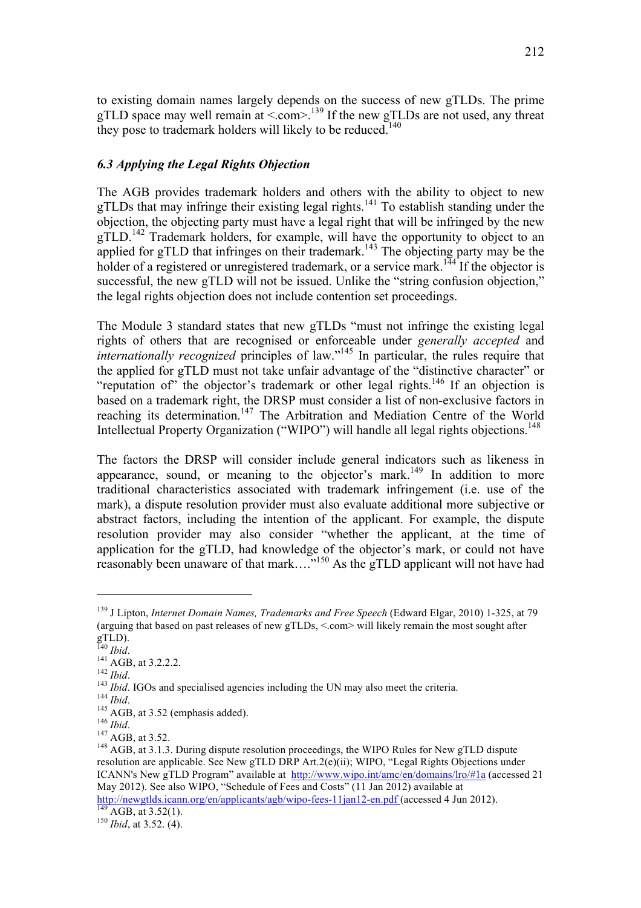to existing domain names largely depends on the success of new gTLDs. The prime gTLD space may well remain at <.com>.[139] If the new gTLDs are not used, any threat they pose to trademark holders will likely to be reduced.[140]

### *6.3 Applying the Legal Rights Objection*

The AGB provides trademark holders and others with the ability to object to new gTLDs that may infringe their existing legal rights.[141] To establish standing under the objection, the objecting party must have a legal right that will be infringed by the new gTLD.[142] Trademark holders, for example, will have the opportunity to object to an applied for gTLD that infringes on their trademark.[143] The objecting party may be the holder of a registered or unregistered trademark, or a service mark.[144] If the objector is successful, the new gTLD will not be issued. Unlike the "string confusion objection," the legal rights objection does not include contention set proceedings.

The Module 3 standard states that new gTLDs "must not infringe the existing legal rights of others that are recognised or enforceable under *generally accepted* and *internationally recognized* principles of law."[145] In particular, the rules require that the applied for gTLD must not take unfair advantage of the "distinctive character" or "reputation of" the objector's trademark or other legal rights.[146] If an objection is based on a trademark right, the DRSP must consider a list of non-exclusive factors in reaching its determination.[147] The Arbitration and Mediation Centre of the World Intellectual Property Organization ("WIPO") will handle all legal rights objections.[148]

The factors the DRSP will consider include general indicators such as likeness in appearance, sound, or meaning to the objector's mark.[149] In addition to more traditional characteristics associated with trademark infringement (i.e. use of the mark), a dispute resolution provider must also evaluate additional more subjective or abstract factors, including the intention of the applicant. For example, the dispute resolution provider may also consider "whether the applicant, at the time of application for the gTLD, had knowledge of the objector's mark, or could not have reasonably been unaware of that mark…."[150] As the gTLD applicant will not have had

---

[139] J Lipton, *Internet Domain Names, Trademarks and Free Speech* (Edward Elgar, 2010) 1-325, at 79 (arguing that based on past releases of new gTLDs, <.com> will likely remain the most sought after gTLD).

[140] *Ibid*.

[141] AGB, at 3.2.2.2.

[142] *Ibid*.

[143] *Ibid*. IGOs and specialised agencies including the UN may also meet the criteria.

[144] *Ibid*.

[145] AGB, at 3.52 (emphasis added).

[146] *Ibid*.

[147] AGB, at 3.52.

[148] AGB, at 3.1.3. During dispute resolution proceedings, the WIPO Rules for New gTLD dispute resolution are applicable. See New gTLD DRP Art.2(e)(ii); WIPO, "Legal Rights Objections under ICANN's New gTLD Program" available at http://www.wipo.int/amc/en/domains/lro/#1a (accessed 21 May 2012). See also WIPO, "Schedule of Fees and Costs" (11 Jan 2012) available at http://newgtlds.icann.org/en/applicants/agb/wipo-fees-11jan12-en.pdf (accessed 4 Jun 2012).

[149] AGB, at 3.52(1).

[150] *Ibid*, at 3.52. (4).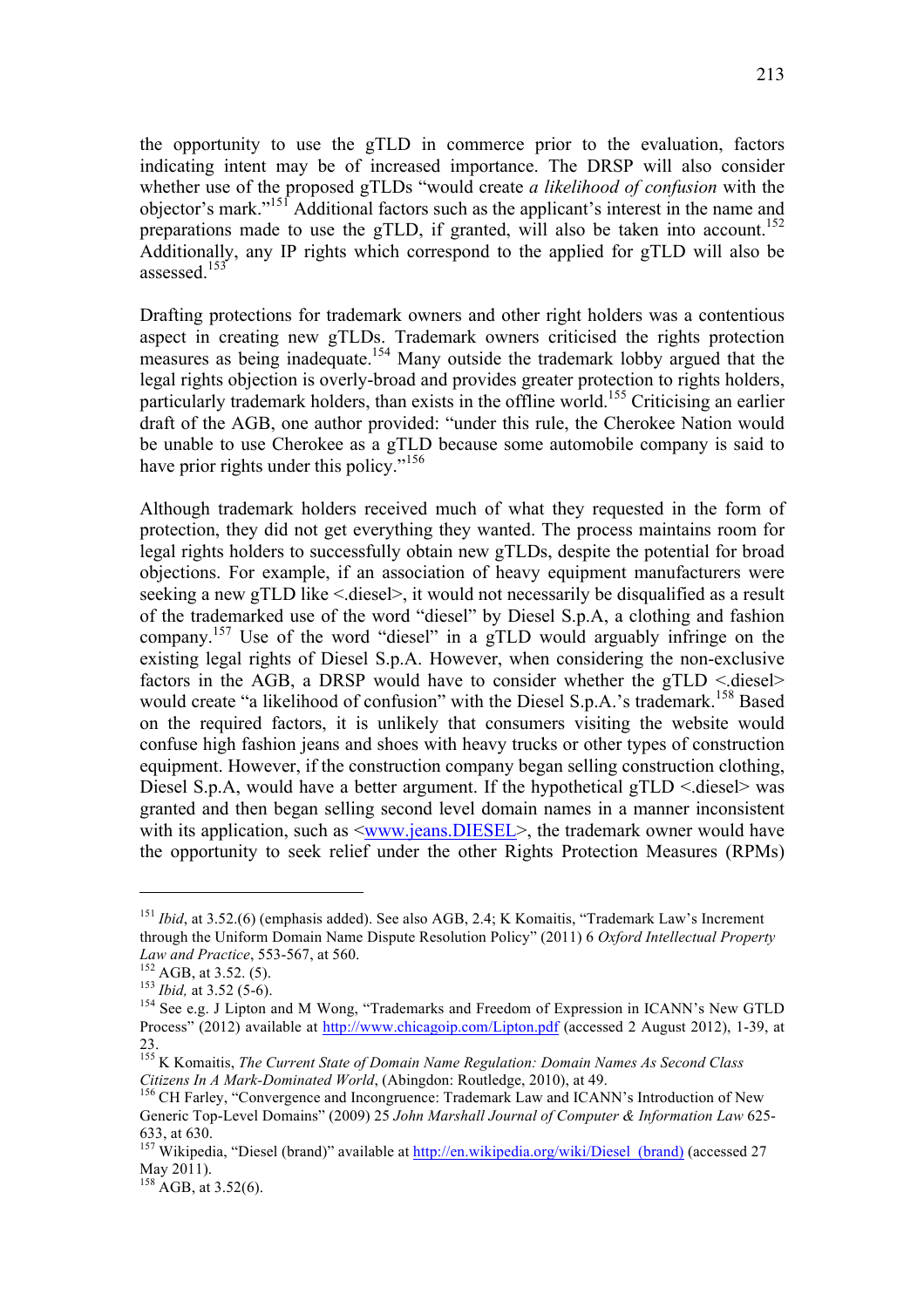the opportunity to use the gTLD in commerce prior to the evaluation, factors indicating intent may be of increased importance. The DRSP will also consider whether use of the proposed gTLDs "would create *a likelihood of confusion* with the objector's mark."[151] Additional factors such as the applicant's interest in the name and preparations made to use the gTLD, if granted, will also be taken into account.[152] Additionally, any IP rights which correspond to the applied for gTLD will also be assessed.[153]

Drafting protections for trademark owners and other right holders was a contentious aspect in creating new gTLDs. Trademark owners criticised the rights protection measures as being inadequate.[154] Many outside the trademark lobby argued that the legal rights objection is overly-broad and provides greater protection to rights holders, particularly trademark holders, than exists in the offline world.[155] Criticising an earlier draft of the AGB, one author provided: "under this rule, the Cherokee Nation would be unable to use Cherokee as a gTLD because some automobile company is said to have prior rights under this policy."[156]

Although trademark holders received much of what they requested in the form of protection, they did not get everything they wanted. The process maintains room for legal rights holders to successfully obtain new gTLDs, despite the potential for broad objections. For example, if an association of heavy equipment manufacturers were seeking a new gTLD like <.diesel>, it would not necessarily be disqualified as a result of the trademarked use of the word "diesel" by Diesel S.p.A, a clothing and fashion company.[157] Use of the word "diesel" in a gTLD would arguably infringe on the existing legal rights of Diesel S.p.A. However, when considering the non-exclusive factors in the AGB, a DRSP would have to consider whether the gTLD <.diesel> would create "a likelihood of confusion" with the Diesel S.p.A.'s trademark.[158] Based on the required factors, it is unlikely that consumers visiting the website would confuse high fashion jeans and shoes with heavy trucks or other types of construction equipment. However, if the construction company began selling construction clothing, Diesel S.p.A, would have a better argument. If the hypothetical gTLD <.diesel> was granted and then began selling second level domain names in a manner inconsistent with its application, such as <www.jeans.DIESEL>, the trademark owner would have the opportunity to seek relief under the other Rights Protection Measures (RPMs)

---

[151] *Ibid*, at 3.52.(6) (emphasis added). See also AGB, 2.4; K Komaitis, "Trademark Law's Increment through the Uniform Domain Name Dispute Resolution Policy" (2011) 6 *Oxford Intellectual Property Law and Practice*, 553-567, at 560.

[152] AGB, at 3.52. (5).

[153] *Ibid,* at 3.52 (5-6).

[154] See e.g. J Lipton and M Wong, "Trademarks and Freedom of Expression in ICANN's New GTLD Process" (2012) available at http://www.chicagoip.com/Lipton.pdf (accessed 2 August 2012), 1-39, at 23.

[155] K Komaitis, *The Current State of Domain Name Regulation: Domain Names As Second Class Citizens In A Mark-Dominated World*, (Abingdon: Routledge, 2010), at 49.

[156] CH Farley, "Convergence and Incongruence: Trademark Law and ICANN's Introduction of New Generic Top-Level Domains" (2009) 25 *John Marshall Journal of Computer & Information Law* 625-633, at 630.

[157] Wikipedia, "Diesel (brand)" available at http://en.wikipedia.org/wiki/Diesel_(brand) (accessed 27 May 2011).

[158] AGB, at 3.52(6).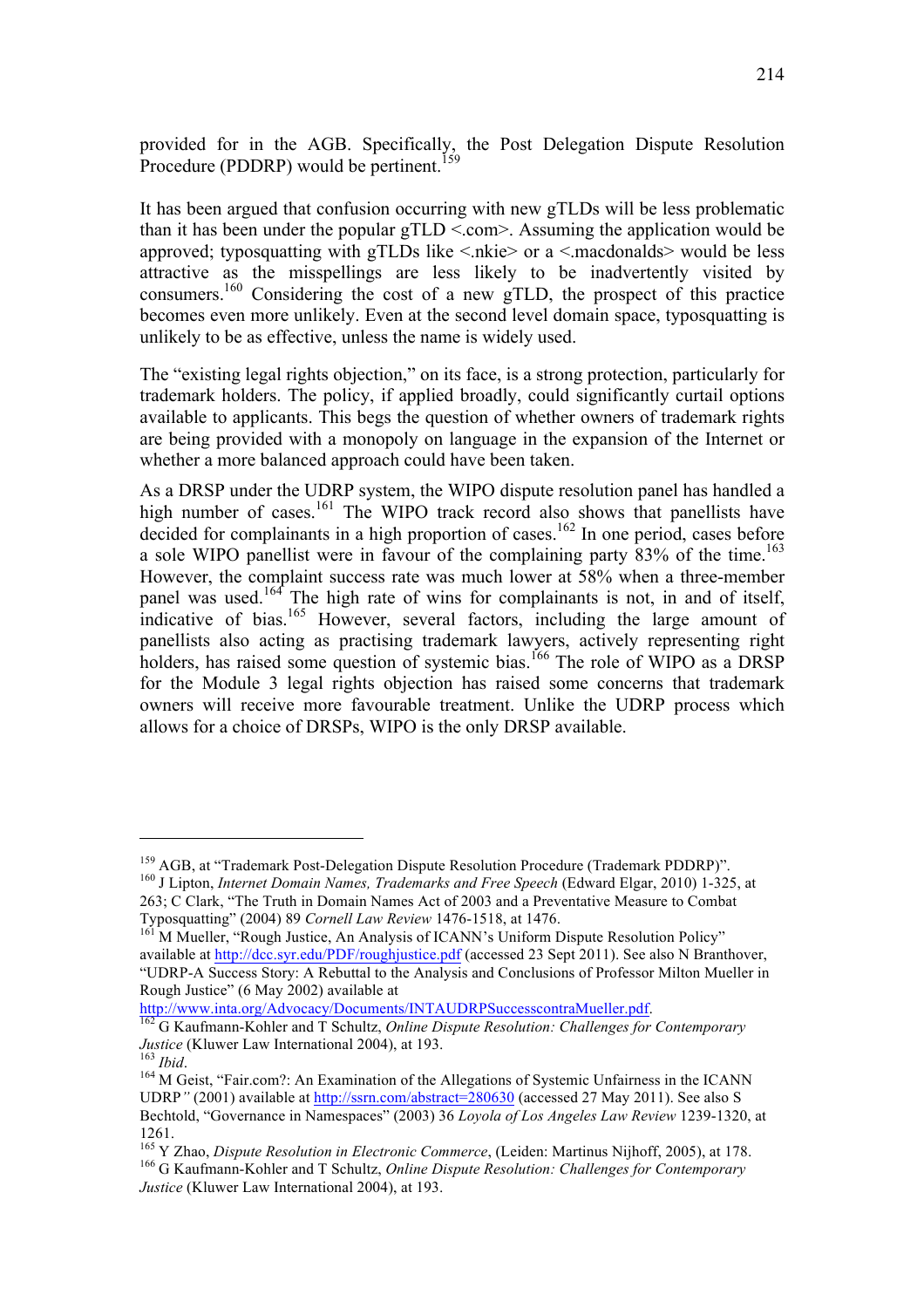provided for in the AGB. Specifically, the Post Delegation Dispute Resolution Procedure (PDDRP) would be pertinent.[159]

It has been argued that confusion occurring with new gTLDs will be less problematic than it has been under the popular gTLD <.com>. Assuming the application would be approved; typosquatting with gTLDs like <.nkie> or a <.macdonalds> would be less attractive as the misspellings are less likely to be inadvertently visited by consumers.[160] Considering the cost of a new gTLD, the prospect of this practice becomes even more unlikely. Even at the second level domain space, typosquatting is unlikely to be as effective, unless the name is widely used.

The "existing legal rights objection," on its face, is a strong protection, particularly for trademark holders. The policy, if applied broadly, could significantly curtail options available to applicants. This begs the question of whether owners of trademark rights are being provided with a monopoly on language in the expansion of the Internet or whether a more balanced approach could have been taken.

As a DRSP under the UDRP system, the WIPO dispute resolution panel has handled a high number of cases.[161] The WIPO track record also shows that panellists have decided for complainants in a high proportion of cases.[162] In one period, cases before a sole WIPO panellist were in favour of the complaining party 83% of the time.[163] However, the complaint success rate was much lower at 58% when a three-member panel was used.[164] The high rate of wins for complainants is not, in and of itself, indicative of bias.[165] However, several factors, including the large amount of panellists also acting as practising trademark lawyers, actively representing right holders, has raised some question of systemic bias.[166] The role of WIPO as a DRSP for the Module 3 legal rights objection has raised some concerns that trademark owners will receive more favourable treatment. Unlike the UDRP process which allows for a choice of DRSPs, WIPO is the only DRSP available.

---

[159] AGB, at "Trademark Post-Delegation Dispute Resolution Procedure (Trademark PDDRP)".

[160] J Lipton, *Internet Domain Names, Trademarks and Free Speech* (Edward Elgar, 2010) 1-325, at 263; C Clark, "The Truth in Domain Names Act of 2003 and a Preventative Measure to Combat Typosquatting" (2004) 89 *Cornell Law Review* 1476-1518, at 1476.

[161] M Mueller, "Rough Justice, An Analysis of ICANN's Uniform Dispute Resolution Policy" available at http://dcc.syr.edu/PDF/roughjustice.pdf (accessed 23 Sept 2011). See also N Branthover, "UDRP-A Success Story: A Rebuttal to the Analysis and Conclusions of Professor Milton Mueller in Rough Justice" (6 May 2002) available at http://www.inta.org/Advocacy/Documents/INTAUDRPSuccesscontraMueller.pdf.

[162] G Kaufmann-Kohler and T Schultz, *Online Dispute Resolution: Challenges for Contemporary Justice* (Kluwer Law International 2004), at 193.

[163] *Ibid*.

[164] M Geist, "Fair.com?: An Examination of the Allegations of Systemic Unfairness in the ICANN UDRP" (2001) available at http://ssrn.com/abstract=280630 (accessed 27 May 2011). See also S Bechtold, "Governance in Namespaces" (2003) 36 *Loyola of Los Angeles Law Review* 1239-1320, at 1261.

[165] Y Zhao, *Dispute Resolution in Electronic Commerce*, (Leiden: Martinus Nijhoff, 2005), at 178.

[166] G Kaufmann-Kohler and T Schultz, *Online Dispute Resolution: Challenges for Contemporary Justice* (Kluwer Law International 2004), at 193.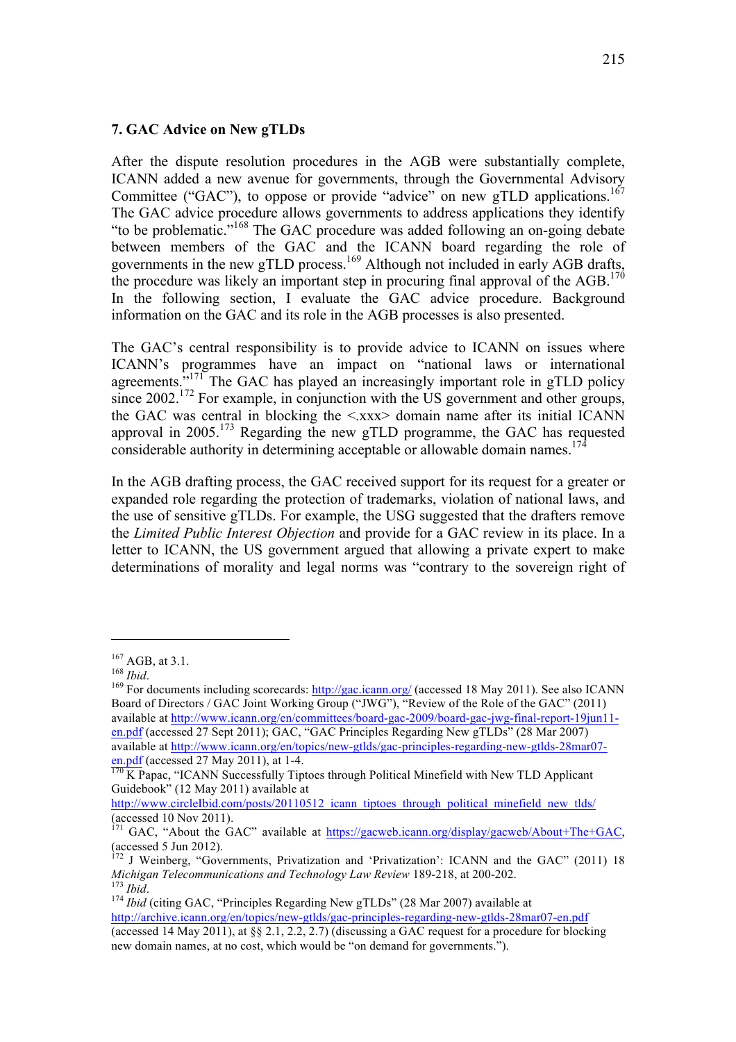### 7. GAC Advice on New gTLDs

After the dispute resolution procedures in the AGB were substantially complete, ICANN added a new avenue for governments, through the Governmental Advisory Committee ("GAC"), to oppose or provide "advice" on new gTLD applications.[167] The GAC advice procedure allows governments to address applications they identify "to be problematic."[168] The GAC procedure was added following an on-going debate between members of the GAC and the ICANN board regarding the role of governments in the new gTLD process.[169] Although not included in early AGB drafts, the procedure was likely an important step in procuring final approval of the AGB.[170] In the following section, I evaluate the GAC advice procedure. Background information on the GAC and its role in the AGB processes is also presented.

The GAC's central responsibility is to provide advice to ICANN on issues where ICANN's programmes have an impact on "national laws or international agreements."[171] The GAC has played an increasingly important role in gTLD policy since 2002.[172] For example, in conjunction with the US government and other groups, the GAC was central in blocking the <.xxx> domain name after its initial ICANN approval in 2005.[173] Regarding the new gTLD programme, the GAC has requested considerable authority in determining acceptable or allowable domain names.[174]

In the AGB drafting process, the GAC received support for its request for a greater or expanded role regarding the protection of trademarks, violation of national laws, and the use of sensitive gTLDs. For example, the USG suggested that the drafters remove the *Limited Public Interest Objection* and provide for a GAC review in its place. In a letter to ICANN, the US government argued that allowing a private expert to make determinations of morality and legal norms was "contrary to the sovereign right of

---

[167] AGB, at 3.1.

[168] *Ibid*.

[169] For documents including scorecards: http://gac.icann.org/ (accessed 18 May 2011). See also ICANN Board of Directors / GAC Joint Working Group ("JWG"), "Review of the Role of the GAC" (2011) available at http://www.icann.org/en/committees/board-gac-2009/board-gac-jwg-final-report-19jun11-en.pdf (accessed 27 Sept 2011); GAC, "GAC Principles Regarding New gTLDs" (28 Mar 2007) available at http://www.icann.org/en/topics/new-gtlds/gac-principles-regarding-new-gtlds-28mar07-en.pdf (accessed 27 May 2011), at 1-4.

[170] K Papac, "ICANN Successfully Tiptoes through Political Minefield with New TLD Applicant Guidebook" (12 May 2011) available at http://www.circleIbid.com/posts/20110512_icann_tiptoes_through_political_minefield_new_tlds/ (accessed 10 Nov 2011).

[171] GAC, "About the GAC" available at https://gacweb.icann.org/display/gacweb/About+The+GAC, (accessed 5 Jun 2012).

[172] J Weinberg, "Governments, Privatization and 'Privatization': ICANN and the GAC" (2011) 18 *Michigan Telecommunications and Technology Law Review* 189-218, at 200-202.

[173] *Ibid*.

[174] *Ibid* (citing GAC, "Principles Regarding New gTLDs" (28 Mar 2007) available at http://archive.icann.org/en/topics/new-gtlds/gac-principles-regarding-new-gtlds-28mar07-en.pdf (accessed 14 May 2011), at §§ 2.1, 2.2, 2.7) (discussing a GAC request for a procedure for blocking new domain names, at no cost, which would be "on demand for governments.").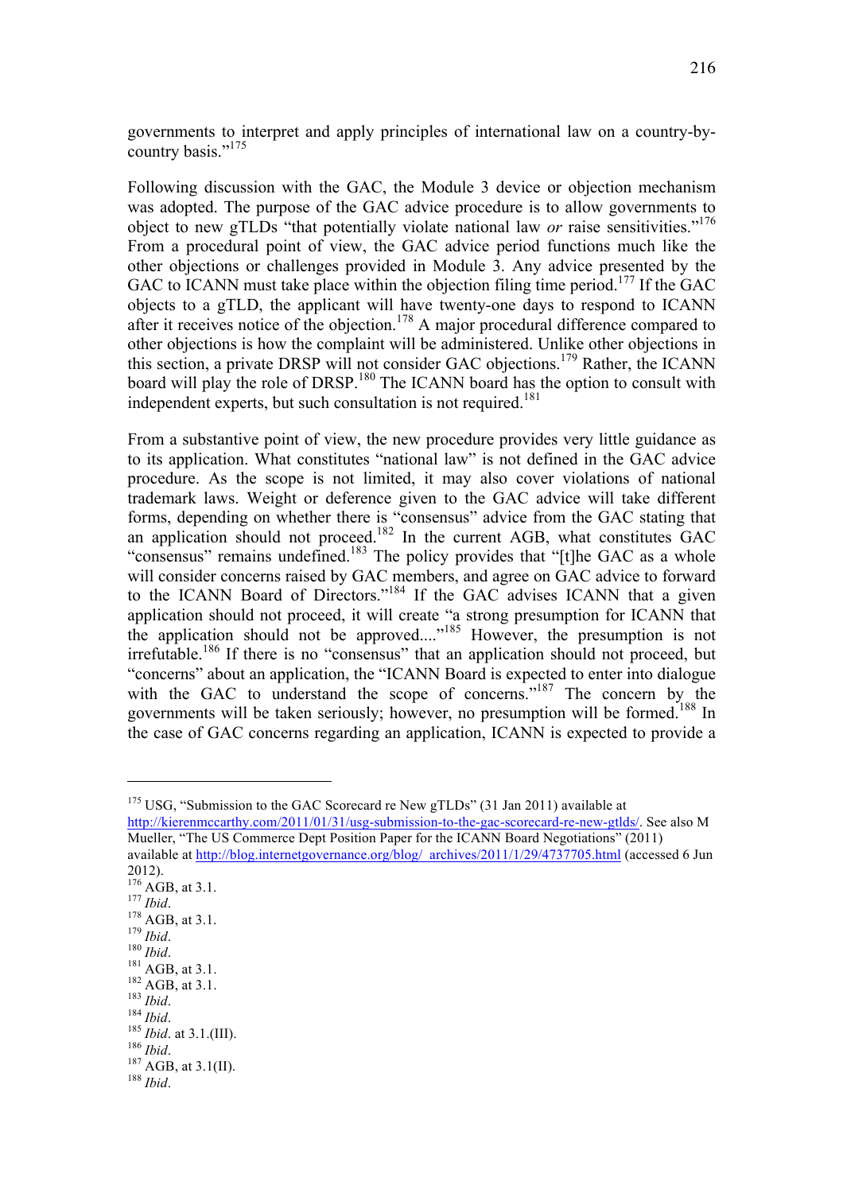governments to interpret and apply principles of international law on a country-by-country basis."[175]

Following discussion with the GAC, the Module 3 device or objection mechanism was adopted. The purpose of the GAC advice procedure is to allow governments to object to new gTLDs "that potentially violate national law *or* raise sensitivities."[176] From a procedural point of view, the GAC advice period functions much like the other objections or challenges provided in Module 3. Any advice presented by the GAC to ICANN must take place within the objection filing time period.[177] If the GAC objects to a gTLD, the applicant will have twenty-one days to respond to ICANN after it receives notice of the objection.[178] A major procedural difference compared to other objections is how the complaint will be administered. Unlike other objections in this section, a private DRSP will not consider GAC objections.[179] Rather, the ICANN board will play the role of DRSP.[180] The ICANN board has the option to consult with independent experts, but such consultation is not required.[181]

From a substantive point of view, the new procedure provides very little guidance as to its application. What constitutes "national law" is not defined in the GAC advice procedure. As the scope is not limited, it may also cover violations of national trademark laws. Weight or deference given to the GAC advice will take different forms, depending on whether there is "consensus" advice from the GAC stating that an application should not proceed.[182] In the current AGB, what constitutes GAC "consensus" remains undefined.[183] The policy provides that "[t]he GAC as a whole will consider concerns raised by GAC members, and agree on GAC advice to forward to the ICANN Board of Directors."[184] If the GAC advises ICANN that a given application should not proceed, it will create "a strong presumption for ICANN that the application should not be approved...."[185] However, the presumption is not irrefutable.[186] If there is no "consensus" that an application should not proceed, but "concerns" about an application, the "ICANN Board is expected to enter into dialogue with the GAC to understand the scope of concerns."[187] The concern by the governments will be taken seriously; however, no presumption will be formed.[188] In the case of GAC concerns regarding an application, ICANN is expected to provide a

---

[175] USG, "Submission to the GAC Scorecard re New gTLDs" (31 Jan 2011) available at http://kierenmccarthy.com/2011/01/31/usg-submission-to-the-gac-scorecard-re-new-gtlds/. See also M Mueller, "The US Commerce Dept Position Paper for the ICANN Board Negotiations" (2011) available at http://blog.internetgovernance.org/blog/_archives/2011/1/29/4737705.html (accessed 6 Jun 2012).

[176] AGB, at 3.1.

[177] *Ibid*.

[178] AGB, at 3.1.

[179] *Ibid*.

[180] *Ibid*.

[181] AGB, at 3.1.

[182] AGB, at 3.1.

[183] *Ibid*.

[184] *Ibid*.

[185] *Ibid*. at 3.1.(III).

[186] *Ibid*.

[187] AGB, at 3.1(II).

[188] *Ibid*.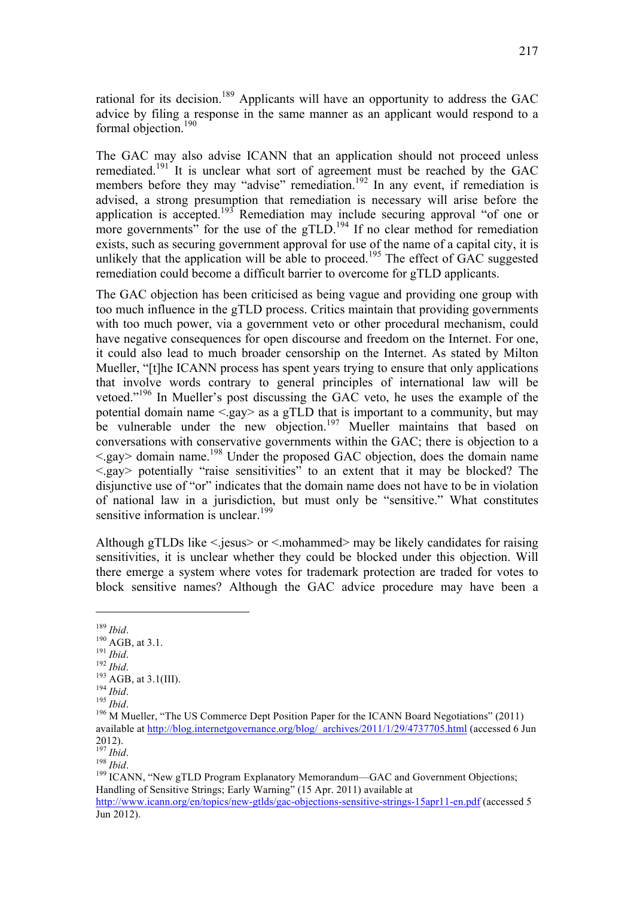rational for its decision.[189] Applicants will have an opportunity to address the GAC advice by filing a response in the same manner as an applicant would respond to a formal objection.[190]

The GAC may also advise ICANN that an application should not proceed unless remediated.[191] It is unclear what sort of agreement must be reached by the GAC members before they may "advise" remediation.[192] In any event, if remediation is advised, a strong presumption that remediation is necessary will arise before the application is accepted.[193] Remediation may include securing approval "of one or more governments" for the use of the gTLD.[194] If no clear method for remediation exists, such as securing government approval for use of the name of a capital city, it is unlikely that the application will be able to proceed.[195] The effect of GAC suggested remediation could become a difficult barrier to overcome for gTLD applicants.

The GAC objection has been criticised as being vague and providing one group with too much influence in the gTLD process. Critics maintain that providing governments with too much power, via a government veto or other procedural mechanism, could have negative consequences for open discourse and freedom on the Internet. For one, it could also lead to much broader censorship on the Internet. As stated by Milton Mueller, "[t]he ICANN process has spent years trying to ensure that only applications that involve words contrary to general principles of international law will be vetoed."[196] In Mueller's post discussing the GAC veto, he uses the example of the potential domain name <.gay> as a gTLD that is important to a community, but may be vulnerable under the new objection.[197] Mueller maintains that based on conversations with conservative governments within the GAC; there is objection to a <.gay> domain name.[198] Under the proposed GAC objection, does the domain name <.gay> potentially "raise sensitivities" to an extent that it may be blocked? The disjunctive use of "or" indicates that the domain name does not have to be in violation of national law in a jurisdiction, but must only be "sensitive." What constitutes sensitive information is unclear.[199]

Although gTLDs like <.jesus> or <.mohammed> may be likely candidates for raising sensitivities, it is unclear whether they could be blocked under this objection. Will there emerge a system where votes for trademark protection are traded for votes to block sensitive names? Although the GAC advice procedure may have been a

---

[189] *Ibid*.
[190] AGB, at 3.1.
[191] *Ibid*.
[192] *Ibid*.
[193] AGB, at 3.1(III).
[194] *Ibid*.
[195] *Ibid*.
[196] M Mueller, "The US Commerce Dept Position Paper for the ICANN Board Negotiations" (2011) available at http://blog.internetgovernance.org/blog/_archives/2011/1/29/4737705.html (accessed 6 Jun 2012).
[197] *Ibid*.
[198] *Ibid*.
[199] ICANN, "New gTLD Program Explanatory Memorandum—GAC and Government Objections; Handling of Sensitive Strings; Early Warning" (15 Apr. 2011) available at http://www.icann.org/en/topics/new-gtlds/gac-objections-sensitive-strings-15apr11-en.pdf (accessed 5 Jun 2012).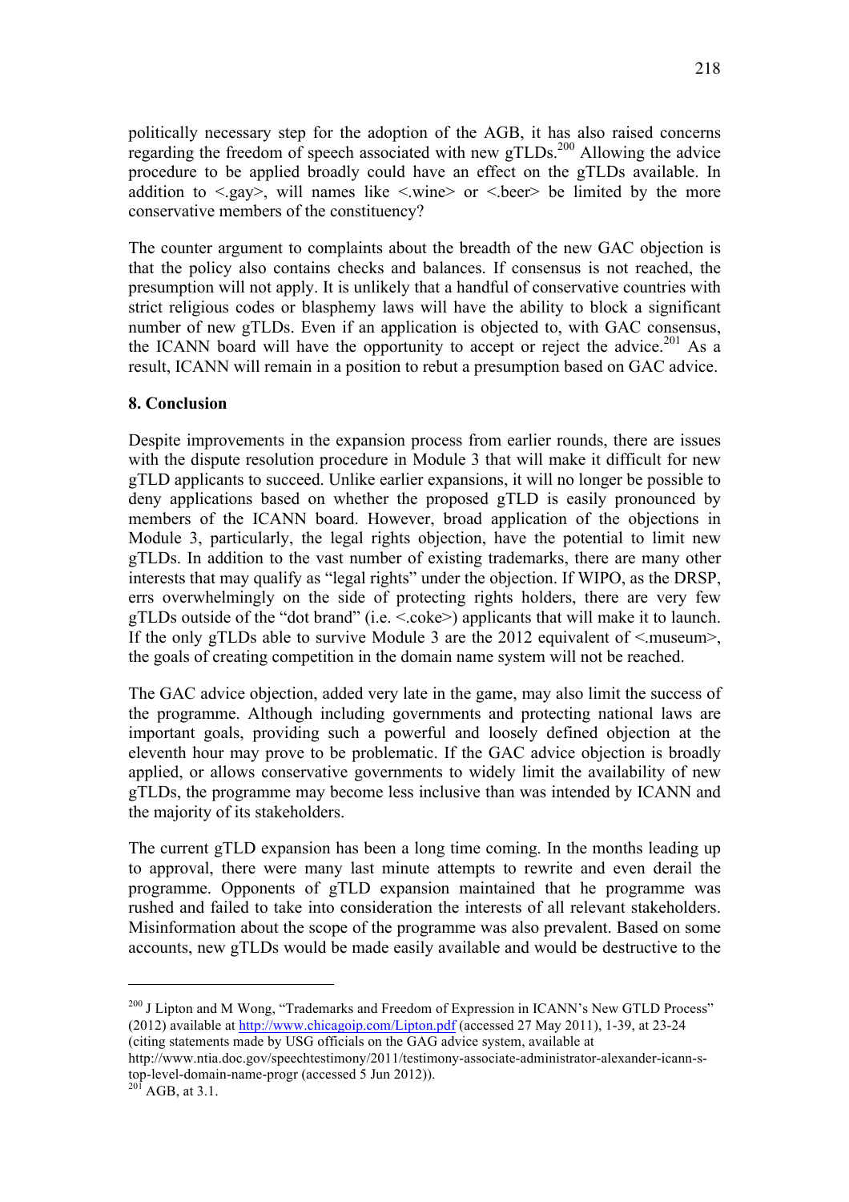politically necessary step for the adoption of the AGB, it has also raised concerns regarding the freedom of speech associated with new gTLDs.[200] Allowing the advice procedure to be applied broadly could have an effect on the gTLDs available. In addition to <.gay>, will names like <.wine> or <.beer> be limited by the more conservative members of the constituency?

The counter argument to complaints about the breadth of the new GAC objection is that the policy also contains checks and balances. If consensus is not reached, the presumption will not apply. It is unlikely that a handful of conservative countries with strict religious codes or blasphemy laws will have the ability to block a significant number of new gTLDs. Even if an application is objected to, with GAC consensus, the ICANN board will have the opportunity to accept or reject the advice.[201] As a result, ICANN will remain in a position to rebut a presumption based on GAC advice.

## 8. Conclusion

Despite improvements in the expansion process from earlier rounds, there are issues with the dispute resolution procedure in Module 3 that will make it difficult for new gTLD applicants to succeed. Unlike earlier expansions, it will no longer be possible to deny applications based on whether the proposed gTLD is easily pronounced by members of the ICANN board. However, broad application of the objections in Module 3, particularly, the legal rights objection, have the potential to limit new gTLDs. In addition to the vast number of existing trademarks, there are many other interests that may qualify as "legal rights" under the objection. If WIPO, as the DRSP, errs overwhelmingly on the side of protecting rights holders, there are very few gTLDs outside of the "dot brand" (i.e. <.coke>) applicants that will make it to launch. If the only gTLDs able to survive Module 3 are the 2012 equivalent of <.museum>, the goals of creating competition in the domain name system will not be reached.

The GAC advice objection, added very late in the game, may also limit the success of the programme. Although including governments and protecting national laws are important goals, providing such a powerful and loosely defined objection at the eleventh hour may prove to be problematic. If the GAC advice objection is broadly applied, or allows conservative governments to widely limit the availability of new gTLDs, the programme may become less inclusive than was intended by ICANN and the majority of its stakeholders.

The current gTLD expansion has been a long time coming. In the months leading up to approval, there were many last minute attempts to rewrite and even derail the programme. Opponents of gTLD expansion maintained that he programme was rushed and failed to take into consideration the interests of all relevant stakeholders. Misinformation about the scope of the programme was also prevalent. Based on some accounts, new gTLDs would be made easily available and would be destructive to the

---

[200] J Lipton and M Wong, "Trademarks and Freedom of Expression in ICANN's New GTLD Process" (2012) available at http://www.chicagoip.com/Lipton.pdf (accessed 27 May 2011), 1-39, at 23-24 (citing statements made by USG officials on the GAG advice system, available at http://www.ntia.doc.gov/speechtestimony/2011/testimony-associate-administrator-alexander-icann-s-top-level-domain-name-progr (accessed 5 Jun 2012)).

[201] AGB, at 3.1.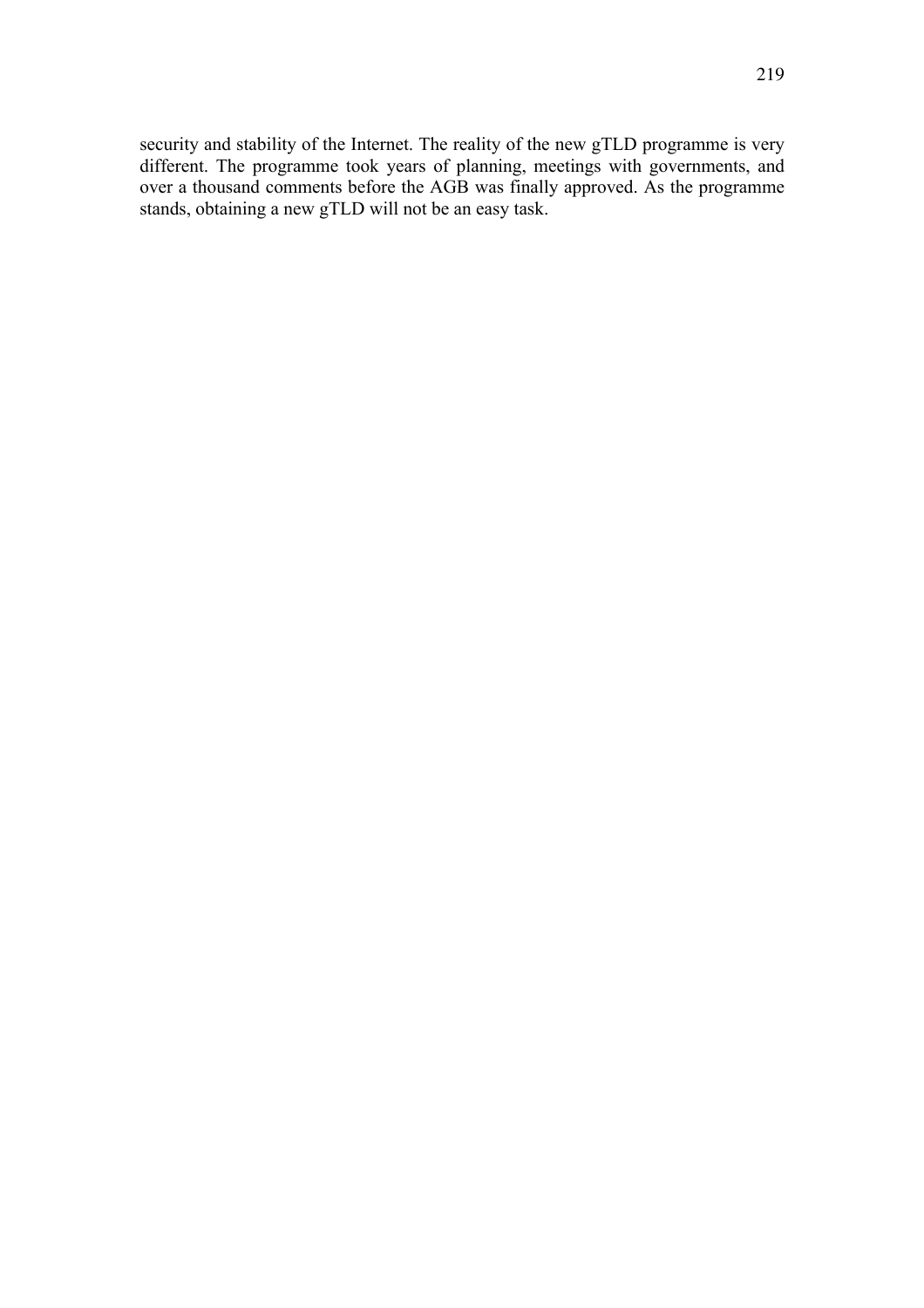security and stability of the Internet. The reality of the new gTLD programme is very different. The programme took years of planning, meetings with governments, and over a thousand comments before the AGB was finally approved. As the programme stands, obtaining a new gTLD will not be an easy task.